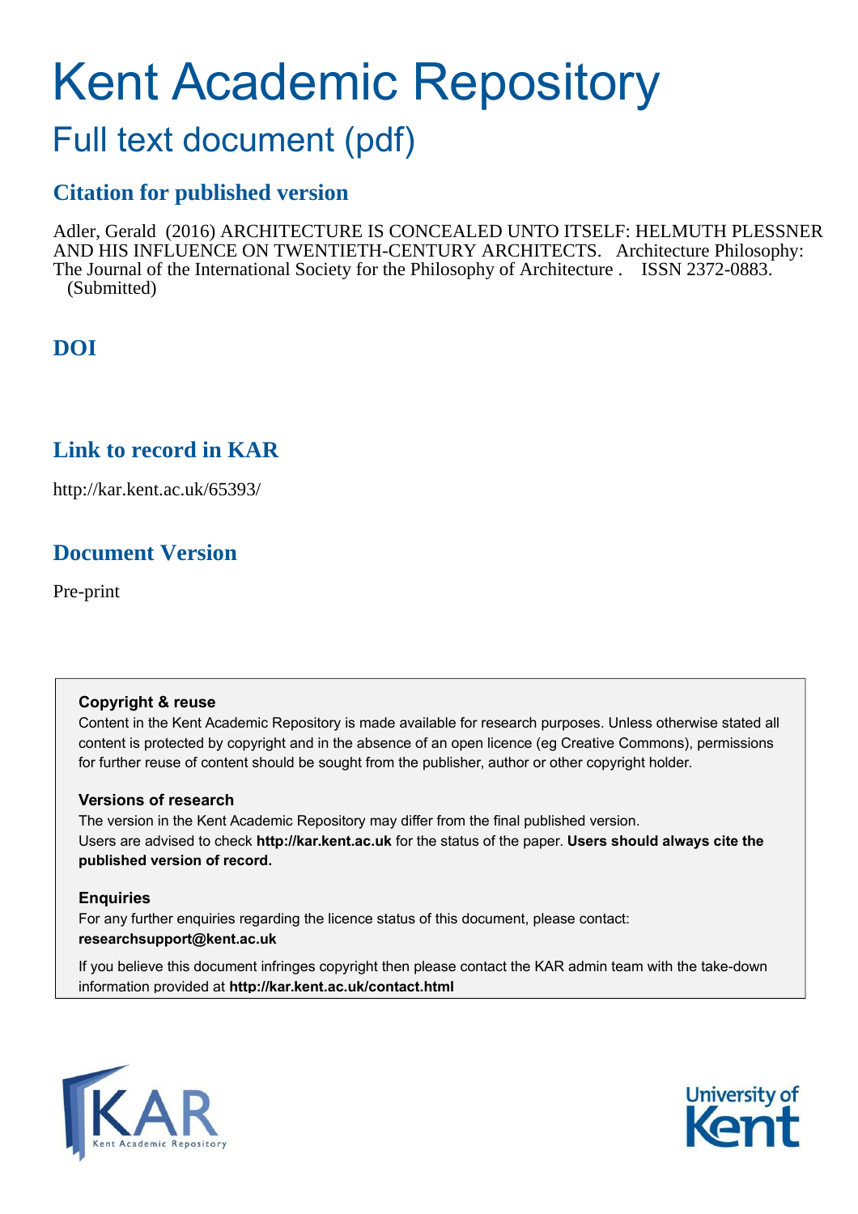# Kent Academic Repository

## Full text document (pdf)

### Citation for published version

Adler, Gerald (2016) ARCHITECTURE IS CONCEALED UNTO ITSELF: HELMUTH PLESSNER AND HIS INFLUENCE ON TWENTIETH-CENTURY ARCHITECTS. Architecture Philosophy: The Journal of the International Society for the Philosophy of Architecture . ISSN 2372-0883. (Submitted)

### DOI

### Link to record in KAR

http://kar.kent.ac.uk/65393/

### Document Version

Pre-print

**Copyright & reuse**

Content in the Kent Academic Repository is made available for research purposes. Unless otherwise stated all content is protected by copyright and in the absence of an open licence (eg Creative Commons), permissions for further reuse of content should be sought from the publisher, author or other copyright holder.

**Versions of research**

The version in the Kent Academic Repository may differ from the final published version. Users are advised to check **http://kar.kent.ac.uk** for the status of the paper. **Users should always cite the published version of record.**

**Enquiries**

For any further enquiries regarding the licence status of this document, please contact: **researchsupport@kent.ac.uk**

If you believe this document infringes copyright then please contact the KAR admin team with the take-down information provided at **http://kar.kent.ac.uk/contact.html**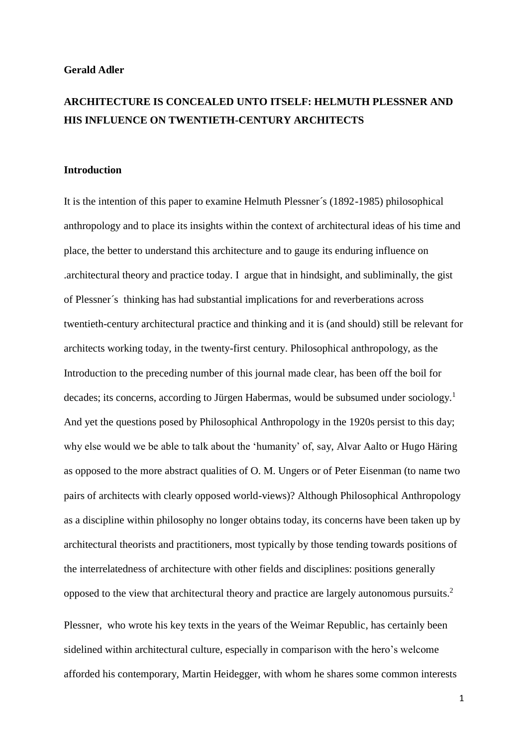**Gerald Adler**

# ARCHITECTURE IS CONCEALED UNTO ITSELF: HELMUTH PLESSNER AND HIS INFLUENCE ON TWENTIETH-CENTURY ARCHITECTS

## Introduction

It is the intention of this paper to examine Helmuth Plessner´s (1892-1985) philosophical anthropology and to place its insights within the context of architectural ideas of his time and place, the better to understand this architecture and to gauge its enduring influence on .architectural theory and practice today. I argue that in hindsight, and subliminally, the gist of Plessner´s thinking has had substantial implications for and reverberations across twentieth-century architectural practice and thinking and it is (and should) still be relevant for architects working today, in the twenty-first century. Philosophical anthropology, as the Introduction to the preceding number of this journal made clear, has been off the boil for decades; its concerns, according to Jürgen Habermas, would be subsumed under sociology.[1] And yet the questions posed by Philosophical Anthropology in the 1920s persist to this day; why else would we be able to talk about the 'humanity' of, say, Alvar Aalto or Hugo Häring as opposed to the more abstract qualities of O. M. Ungers or of Peter Eisenman (to name two pairs of architects with clearly opposed world-views)? Although Philosophical Anthropology as a discipline within philosophy no longer obtains today, its concerns have been taken up by architectural theorists and practitioners, most typically by those tending towards positions of the interrelatedness of architecture with other fields and disciplines: positions generally opposed to the view that architectural theory and practice are largely autonomous pursuits.[2]

Plessner, who wrote his key texts in the years of the Weimar Republic, has certainly been sidelined within architectural culture, especially in comparison with the hero's welcome afforded his contemporary, Martin Heidegger, with whom he shares some common interests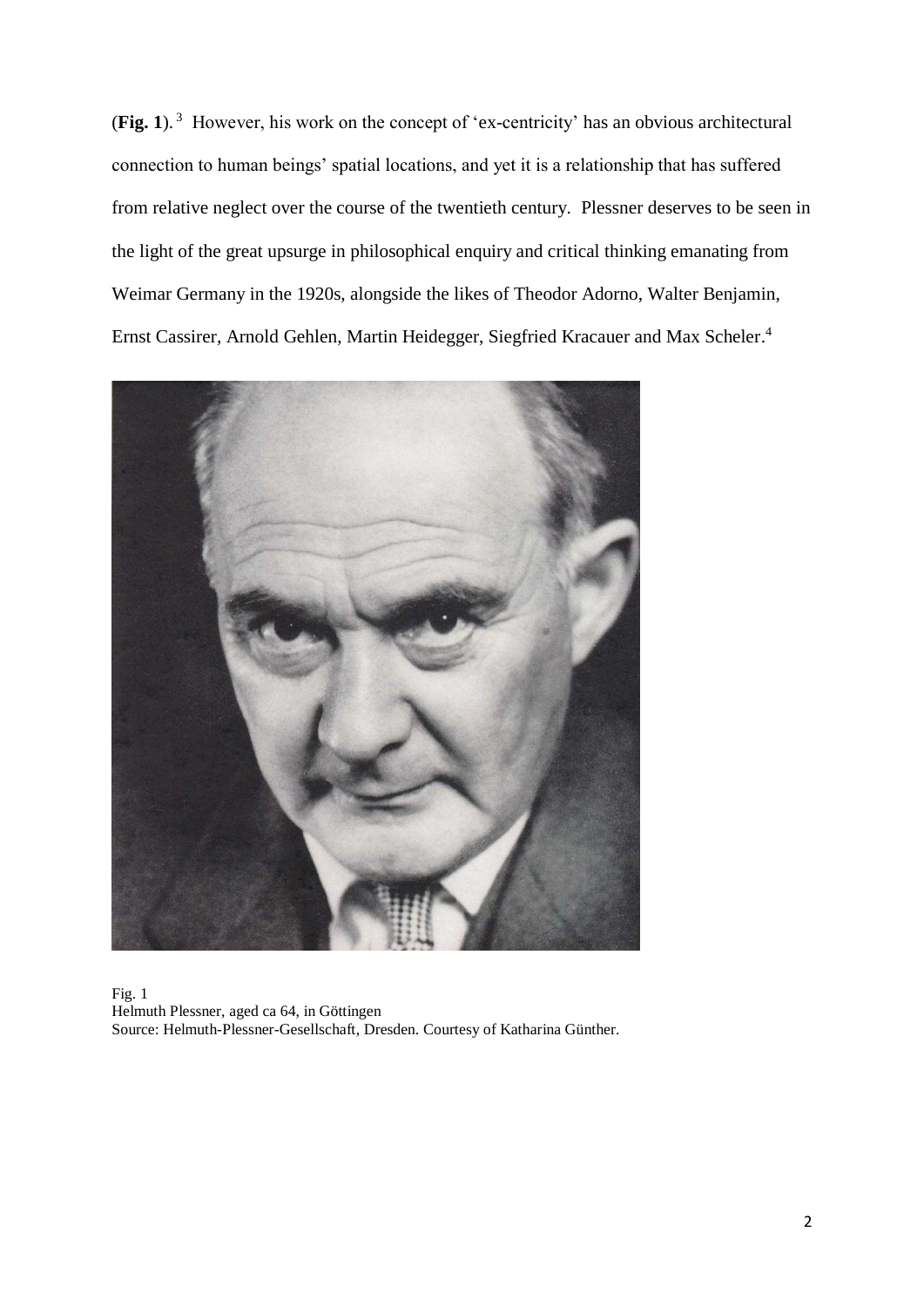(**Fig. 1**).[3] However, his work on the concept of 'ex-centricity' has an obvious architectural connection to human beings' spatial locations, and yet it is a relationship that has suffered from relative neglect over the course of the twentieth century. Plessner deserves to be seen in the light of the great upsurge in philosophical enquiry and critical thinking emanating from Weimar Germany in the 1920s, alongside the likes of Theodor Adorno, Walter Benjamin, Ernst Cassirer, Arnold Gehlen, Martin Heidegger, Siegfried Kracauer and Max Scheler.[4]

Fig. 1
Helmuth Plessner, aged ca 64, in Göttingen
Source: Helmuth-Plessner-Gesellschaft, Dresden. Courtesy of Katharina Günther.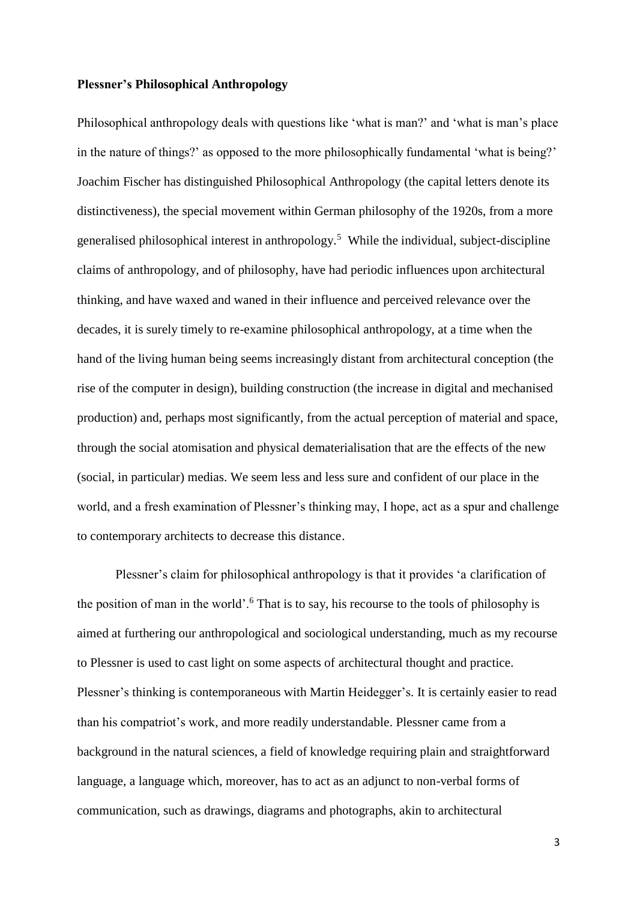**Plessner's Philosophical Anthropology**

Philosophical anthropology deals with questions like 'what is man?' and 'what is man's place in the nature of things?' as opposed to the more philosophically fundamental 'what is being?' Joachim Fischer has distinguished Philosophical Anthropology (the capital letters denote its distinctiveness), the special movement within German philosophy of the 1920s, from a more generalised philosophical interest in anthropology.[5] While the individual, subject-discipline claims of anthropology, and of philosophy, have had periodic influences upon architectural thinking, and have waxed and waned in their influence and perceived relevance over the decades, it is surely timely to re-examine philosophical anthropology, at a time when the hand of the living human being seems increasingly distant from architectural conception (the rise of the computer in design), building construction (the increase in digital and mechanised production) and, perhaps most significantly, from the actual perception of material and space, through the social atomisation and physical dematerialisation that are the effects of the new (social, in particular) medias. We seem less and less sure and confident of our place in the world, and a fresh examination of Plessner's thinking may, I hope, act as a spur and challenge to contemporary architects to decrease this distance.

Plessner's claim for philosophical anthropology is that it provides 'a clarification of the position of man in the world'.[6] That is to say, his recourse to the tools of philosophy is aimed at furthering our anthropological and sociological understanding, much as my recourse to Plessner is used to cast light on some aspects of architectural thought and practice. Plessner's thinking is contemporaneous with Martin Heidegger's. It is certainly easier to read than his compatriot's work, and more readily understandable. Plessner came from a background in the natural sciences, a field of knowledge requiring plain and straightforward language, a language which, moreover, has to act as an adjunct to non-verbal forms of communication, such as drawings, diagrams and photographs, akin to architectural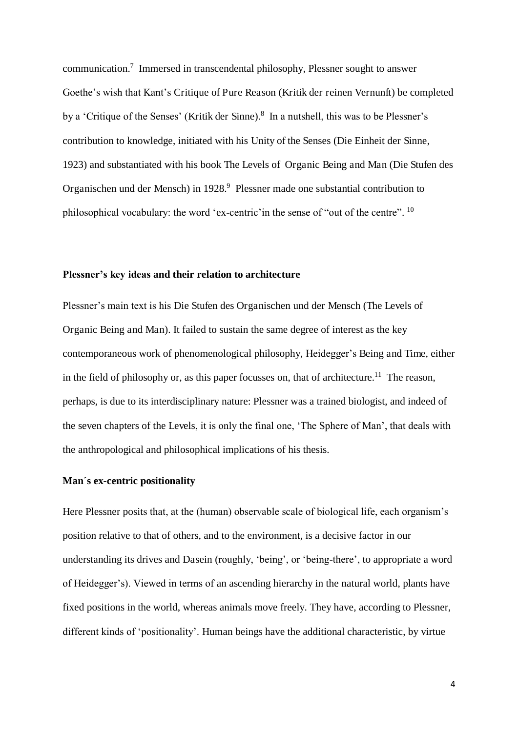communication.[7] Immersed in transcendental philosophy, Plessner sought to answer Goethe's wish that Kant's Critique of Pure Reason (Kritik der reinen Vernunft) be completed by a 'Critique of the Senses' (Kritik der Sinne).[8] In a nutshell, this was to be Plessner's contribution to knowledge, initiated with his Unity of the Senses (Die Einheit der Sinne, 1923) and substantiated with his book The Levels of Organic Being and Man (Die Stufen des Organischen und der Mensch) in 1928.[9] Plessner made one substantial contribution to philosophical vocabulary: the word 'ex-centric'in the sense of "out of the centre". [10]

**Plessner's key ideas and their relation to architecture**

Plessner's main text is his Die Stufen des Organischen und der Mensch (The Levels of Organic Being and Man). It failed to sustain the same degree of interest as the key contemporaneous work of phenomenological philosophy, Heidegger's Being and Time, either in the field of philosophy or, as this paper focusses on, that of architecture.[11] The reason, perhaps, is due to its interdisciplinary nature: Plessner was a trained biologist, and indeed of the seven chapters of the Levels, it is only the final one, 'The Sphere of Man', that deals with the anthropological and philosophical implications of his thesis.

**Man´s ex-centric positionality**

Here Plessner posits that, at the (human) observable scale of biological life, each organism's position relative to that of others, and to the environment, is a decisive factor in our understanding its drives and Dasein (roughly, 'being', or 'being-there', to appropriate a word of Heidegger's). Viewed in terms of an ascending hierarchy in the natural world, plants have fixed positions in the world, whereas animals move freely. They have, according to Plessner, different kinds of 'positionality'. Human beings have the additional characteristic, by virtue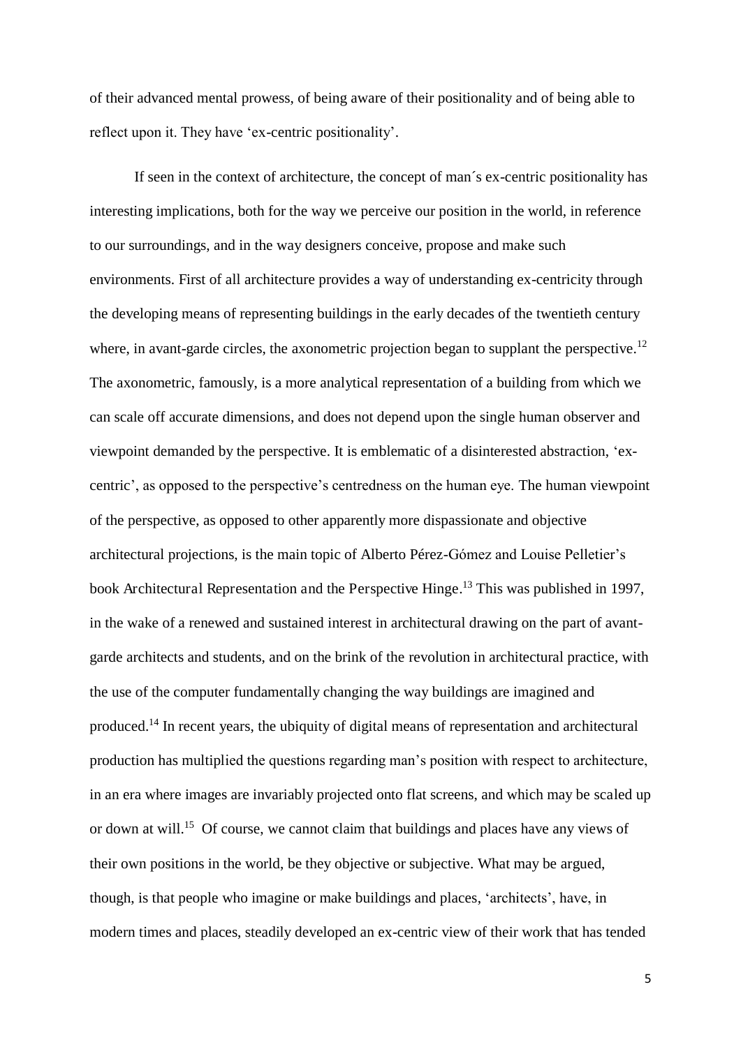of their advanced mental prowess, of being aware of their positionality and of being able to reflect upon it. They have 'ex-centric positionality'.

If seen in the context of architecture, the concept of man´s ex-centric positionality has interesting implications, both for the way we perceive our position in the world, in reference to our surroundings, and in the way designers conceive, propose and make such environments. First of all architecture provides a way of understanding ex-centricity through the developing means of representing buildings in the early decades of the twentieth century where, in avant-garde circles, the axonometric projection began to supplant the perspective.[12] The axonometric, famously, is a more analytical representation of a building from which we can scale off accurate dimensions, and does not depend upon the single human observer and viewpoint demanded by the perspective. It is emblematic of a disinterested abstraction, 'ex-centric', as opposed to the perspective's centredness on the human eye. The human viewpoint of the perspective, as opposed to other apparently more dispassionate and objective architectural projections, is the main topic of Alberto Pérez-Gómez and Louise Pelletier's book Architectural Representation and the Perspective Hinge.[13] This was published in 1997, in the wake of a renewed and sustained interest in architectural drawing on the part of avant-garde architects and students, and on the brink of the revolution in architectural practice, with the use of the computer fundamentally changing the way buildings are imagined and produced.[14] In recent years, the ubiquity of digital means of representation and architectural production has multiplied the questions regarding man's position with respect to architecture, in an era where images are invariably projected onto flat screens, and which may be scaled up or down at will.[15] Of course, we cannot claim that buildings and places have any views of their own positions in the world, be they objective or subjective. What may be argued, though, is that people who imagine or make buildings and places, 'architects', have, in modern times and places, steadily developed an ex-centric view of their work that has tended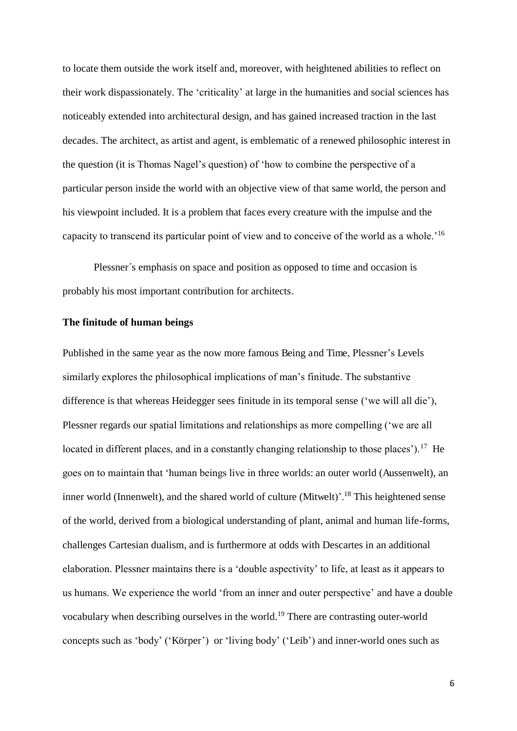to locate them outside the work itself and, moreover, with heightened abilities to reflect on their work dispassionately. The 'criticality' at large in the humanities and social sciences has noticeably extended into architectural design, and has gained increased traction in the last decades. The architect, as artist and agent, is emblematic of a renewed philosophic interest in the question (it is Thomas Nagel's question) of 'how to combine the perspective of a particular person inside the world with an objective view of that same world, the person and his viewpoint included. It is a problem that faces every creature with the impulse and the capacity to transcend its particular point of view and to conceive of the world as a whole.'[16]

Plessner´s emphasis on space and position as opposed to time and occasion is probably his most important contribution for architects.

**The finitude of human beings**

Published in the same year as the now more famous Being and Time, Plessner's Levels similarly explores the philosophical implications of man's finitude. The substantive difference is that whereas Heidegger sees finitude in its temporal sense ('we will all die'), Plessner regards our spatial limitations and relationships as more compelling ('we are all located in different places, and in a constantly changing relationship to those places').[17] He goes on to maintain that 'human beings live in three worlds: an outer world (Aussenwelt), an inner world (Innenwelt), and the shared world of culture (Mitwelt)'.[18] This heightened sense of the world, derived from a biological understanding of plant, animal and human life-forms, challenges Cartesian dualism, and is furthermore at odds with Descartes in an additional elaboration. Plessner maintains there is a 'double aspectivity' to life, at least as it appears to us humans. We experience the world 'from an inner and outer perspective' and have a double vocabulary when describing ourselves in the world.[19] There are contrasting outer-world concepts such as 'body' ('Körper') or 'living body' ('Leib') and inner-world ones such as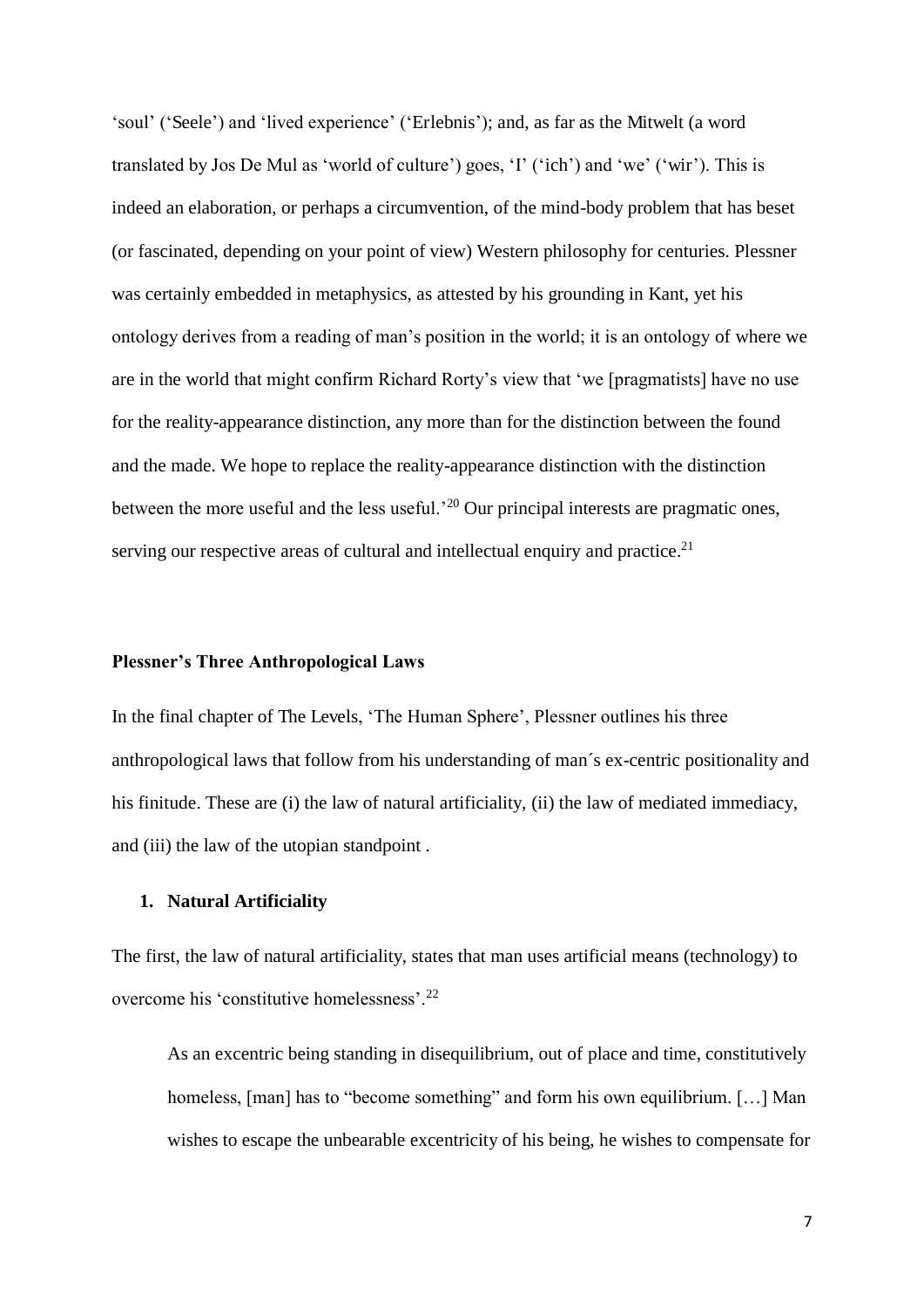'soul' ('Seele') and 'lived experience' ('Erlebnis'); and, as far as the Mitwelt (a word translated by Jos De Mul as 'world of culture') goes, 'I' ('ich') and 'we' ('wir'). This is indeed an elaboration, or perhaps a circumvention, of the mind-body problem that has beset (or fascinated, depending on your point of view) Western philosophy for centuries. Plessner was certainly embedded in metaphysics, as attested by his grounding in Kant, yet his ontology derives from a reading of man's position in the world; it is an ontology of where we are in the world that might confirm Richard Rorty's view that 'we [pragmatists] have no use for the reality-appearance distinction, any more than for the distinction between the found and the made. We hope to replace the reality-appearance distinction with the distinction between the more useful and the less useful.'[20] Our principal interests are pragmatic ones, serving our respective areas of cultural and intellectual enquiry and practice.[21]

**Plessner's Three Anthropological Laws**

In the final chapter of The Levels, 'The Human Sphere', Plessner outlines his three anthropological laws that follow from his understanding of man´s ex-centric positionality and his finitude. These are (i) the law of natural artificiality, (ii) the law of mediated immediacy, and (iii) the law of the utopian standpoint .

1. **Natural Artificiality**

The first, the law of natural artificiality, states that man uses artificial means (technology) to overcome his 'constitutive homelessness'.[22]

> As an excentric being standing in disequilibrium, out of place and time, constitutively homeless, [man] has to "become something" and form his own equilibrium. […] Man wishes to escape the unbearable excentricity of his being, he wishes to compensate for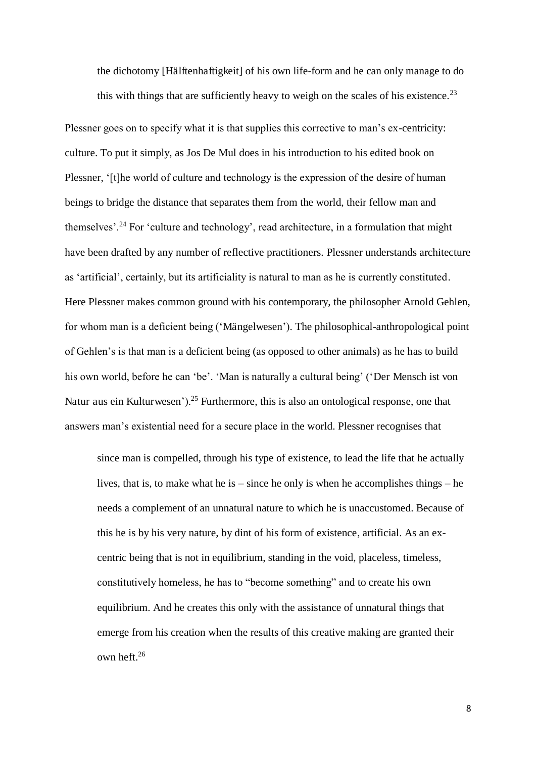> the dichotomy [Hälftenhaftigkeit] of his own life-form and he can only manage to do this with things that are sufficiently heavy to weigh on the scales of his existence.[23]

Plessner goes on to specify what it is that supplies this corrective to man's ex-centricity: culture. To put it simply, as Jos De Mul does in his introduction to his edited book on Plessner, '[t]he world of culture and technology is the expression of the desire of human beings to bridge the distance that separates them from the world, their fellow man and themselves'.[24] For 'culture and technology', read architecture, in a formulation that might have been drafted by any number of reflective practitioners. Plessner understands architecture as 'artificial', certainly, but its artificiality is natural to man as he is currently constituted. Here Plessner makes common ground with his contemporary, the philosopher Arnold Gehlen, for whom man is a deficient being ('Mängelwesen'). The philosophical-anthropological point of Gehlen's is that man is a deficient being (as opposed to other animals) as he has to build his own world, before he can 'be'. 'Man is naturally a cultural being' ('Der Mensch ist von Natur aus ein Kulturwesen').[25] Furthermore, this is also an ontological response, one that answers man's existential need for a secure place in the world. Plessner recognises that

> since man is compelled, through his type of existence, to lead the life that he actually lives, that is, to make what he is – since he only is when he accomplishes things – he needs a complement of an unnatural nature to which he is unaccustomed. Because of this he is by his very nature, by dint of his form of existence, artificial. As an ex-centric being that is not in equilibrium, standing in the void, placeless, timeless, constitutively homeless, he has to "become something" and to create his own equilibrium. And he creates this only with the assistance of unnatural things that emerge from his creation when the results of this creative making are granted their own heft.[26]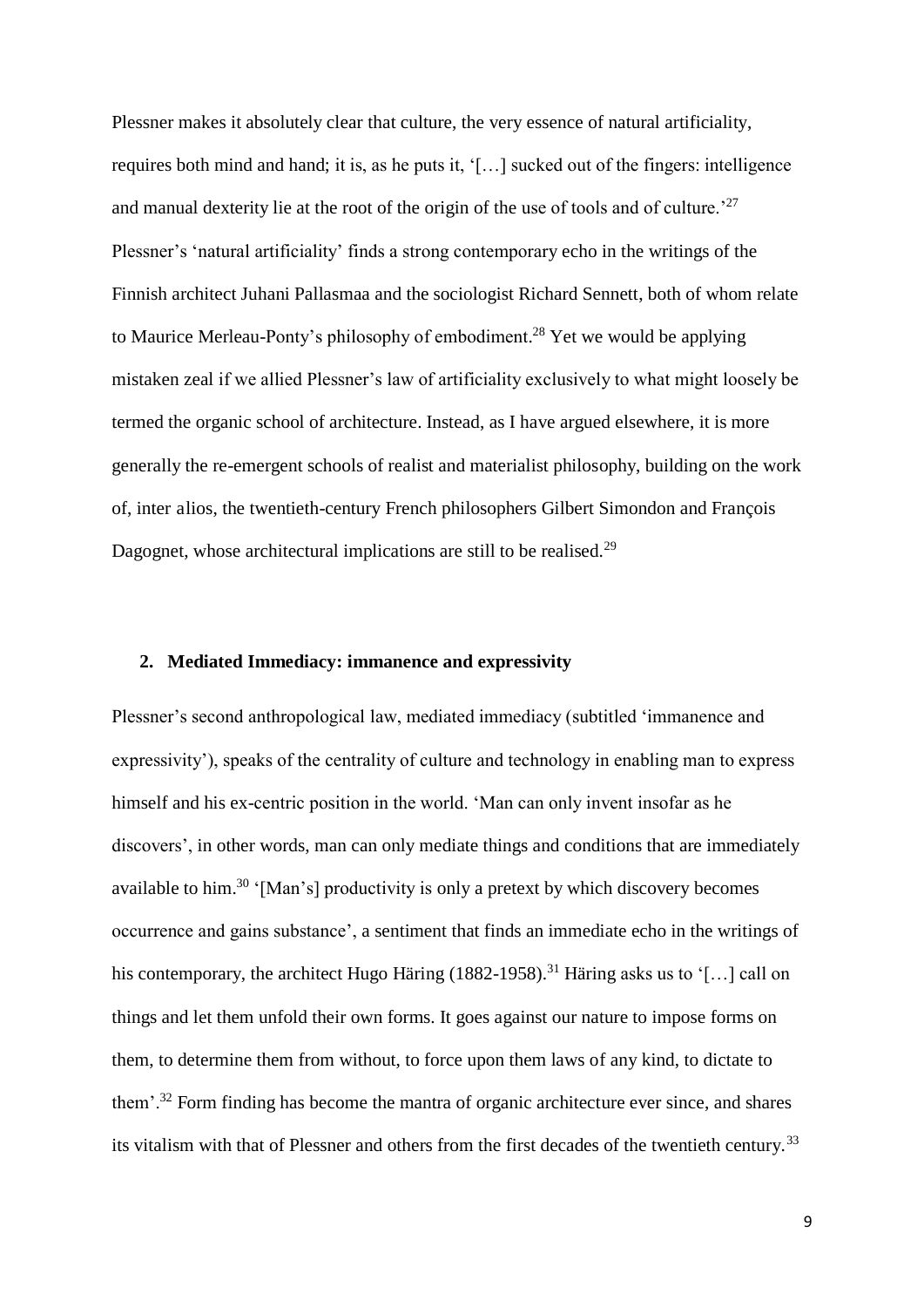Plessner makes it absolutely clear that culture, the very essence of natural artificiality, requires both mind and hand; it is, as he puts it, '[…] sucked out of the fingers: intelligence and manual dexterity lie at the root of the origin of the use of tools and of culture.'[27] Plessner's 'natural artificiality' finds a strong contemporary echo in the writings of the Finnish architect Juhani Pallasmaa and the sociologist Richard Sennett, both of whom relate to Maurice Merleau-Ponty's philosophy of embodiment.[28] Yet we would be applying mistaken zeal if we allied Plessner's law of artificiality exclusively to what might loosely be termed the organic school of architecture. Instead, as I have argued elsewhere, it is more generally the re-emergent schools of realist and materialist philosophy, building on the work of, inter alios, the twentieth-century French philosophers Gilbert Simondon and François Dagognet, whose architectural implications are still to be realised.[29]

## 2. Mediated Immediacy: immanence and expressivity

Plessner's second anthropological law, mediated immediacy (subtitled 'immanence and expressivity'), speaks of the centrality of culture and technology in enabling man to express himself and his ex-centric position in the world. 'Man can only invent insofar as he discovers', in other words, man can only mediate things and conditions that are immediately available to him.[30] '[Man's] productivity is only a pretext by which discovery becomes occurrence and gains substance', a sentiment that finds an immediate echo in the writings of his contemporary, the architect Hugo Häring (1882-1958).[31] Häring asks us to '[…] call on things and let them unfold their own forms. It goes against our nature to impose forms on them, to determine them from without, to force upon them laws of any kind, to dictate to them'.[32] Form finding has become the mantra of organic architecture ever since, and shares its vitalism with that of Plessner and others from the first decades of the twentieth century.[33]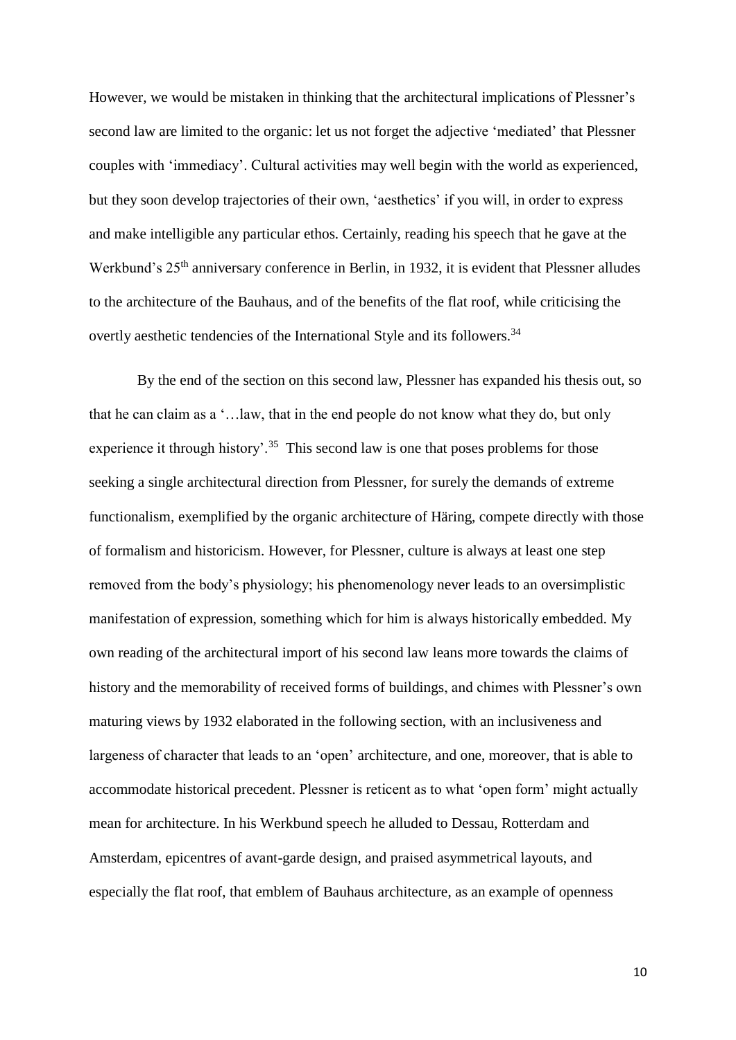However, we would be mistaken in thinking that the architectural implications of Plessner's second law are limited to the organic: let us not forget the adjective 'mediated' that Plessner couples with 'immediacy'. Cultural activities may well begin with the world as experienced, but they soon develop trajectories of their own, 'aesthetics' if you will, in order to express and make intelligible any particular ethos. Certainly, reading his speech that he gave at the Werkbund's 25th anniversary conference in Berlin, in 1932, it is evident that Plessner alludes to the architecture of the Bauhaus, and of the benefits of the flat roof, while criticising the overtly aesthetic tendencies of the International Style and its followers.[34]

By the end of the section on this second law, Plessner has expanded his thesis out, so that he can claim as a '…law, that in the end people do not know what they do, but only experience it through history'.[35] This second law is one that poses problems for those seeking a single architectural direction from Plessner, for surely the demands of extreme functionalism, exemplified by the organic architecture of Häring, compete directly with those of formalism and historicism. However, for Plessner, culture is always at least one step removed from the body's physiology; his phenomenology never leads to an oversimplistic manifestation of expression, something which for him is always historically embedded. My own reading of the architectural import of his second law leans more towards the claims of history and the memorability of received forms of buildings, and chimes with Plessner's own maturing views by 1932 elaborated in the following section, with an inclusiveness and largeness of character that leads to an 'open' architecture, and one, moreover, that is able to accommodate historical precedent. Plessner is reticent as to what 'open form' might actually mean for architecture. In his Werkbund speech he alluded to Dessau, Rotterdam and Amsterdam, epicentres of avant-garde design, and praised asymmetrical layouts, and especially the flat roof, that emblem of Bauhaus architecture, as an example of openness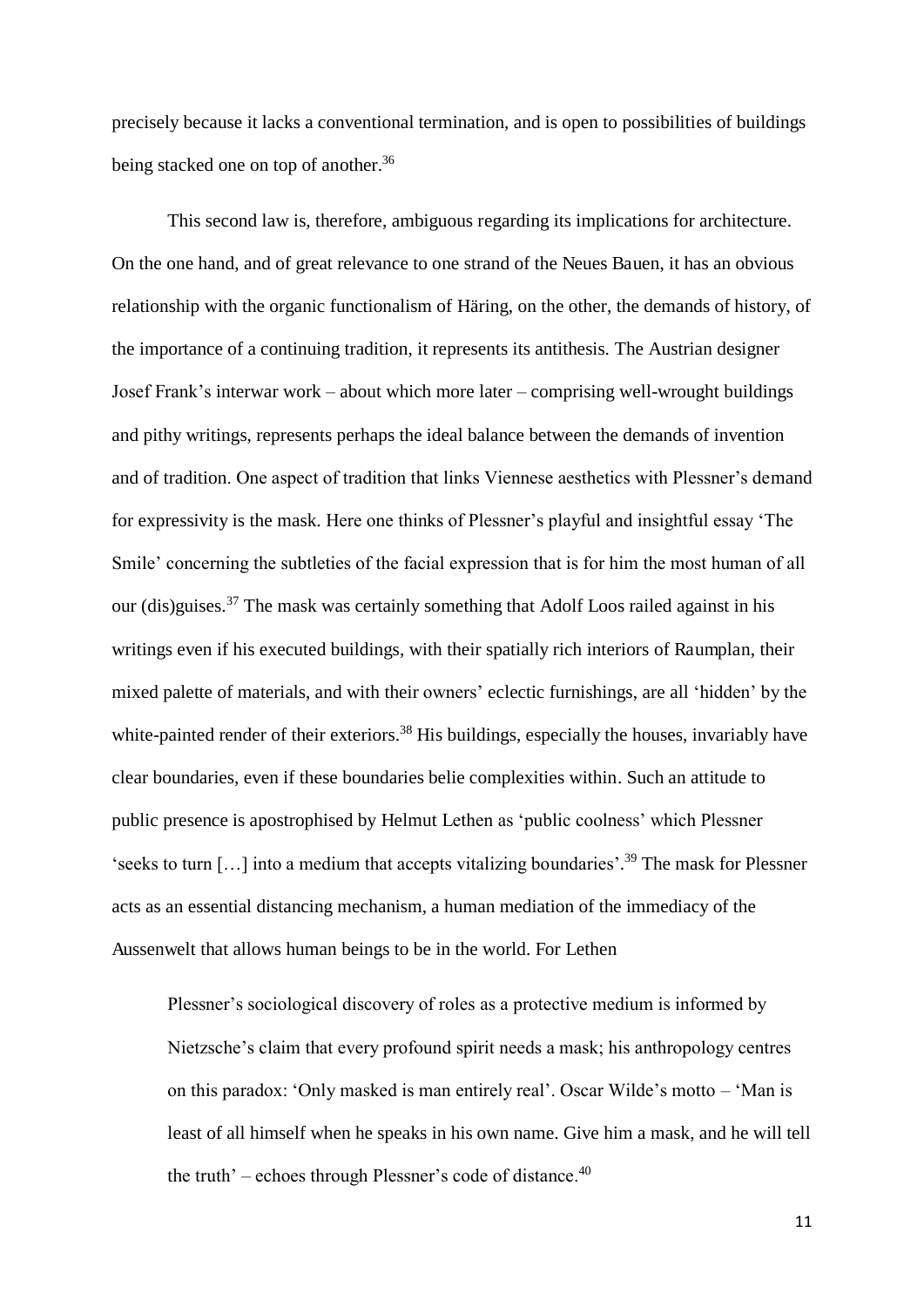precisely because it lacks a conventional termination, and is open to possibilities of buildings being stacked one on top of another.[36]

This second law is, therefore, ambiguous regarding its implications for architecture. On the one hand, and of great relevance to one strand of the Neues Bauen, it has an obvious relationship with the organic functionalism of Häring, on the other, the demands of history, of the importance of a continuing tradition, it represents its antithesis. The Austrian designer Josef Frank's interwar work – about which more later – comprising well-wrought buildings and pithy writings, represents perhaps the ideal balance between the demands of invention and of tradition. One aspect of tradition that links Viennese aesthetics with Plessner's demand for expressivity is the mask. Here one thinks of Plessner's playful and insightful essay 'The Smile' concerning the subtleties of the facial expression that is for him the most human of all our (dis)guises.[37] The mask was certainly something that Adolf Loos railed against in his writings even if his executed buildings, with their spatially rich interiors of Raumplan, their mixed palette of materials, and with their owners' eclectic furnishings, are all 'hidden' by the white-painted render of their exteriors.[38] His buildings, especially the houses, invariably have clear boundaries, even if these boundaries belie complexities within. Such an attitude to public presence is apostrophised by Helmut Lethen as 'public coolness' which Plessner 'seeks to turn […] into a medium that accepts vitalizing boundaries'.[39] The mask for Plessner acts as an essential distancing mechanism, a human mediation of the immediacy of the Aussenwelt that allows human beings to be in the world. For Lethen

> Plessner's sociological discovery of roles as a protective medium is informed by Nietzsche's claim that every profound spirit needs a mask; his anthropology centres on this paradox: 'Only masked is man entirely real'. Oscar Wilde's motto – 'Man is least of all himself when he speaks in his own name. Give him a mask, and he will tell the truth' – echoes through Plessner's code of distance.[40]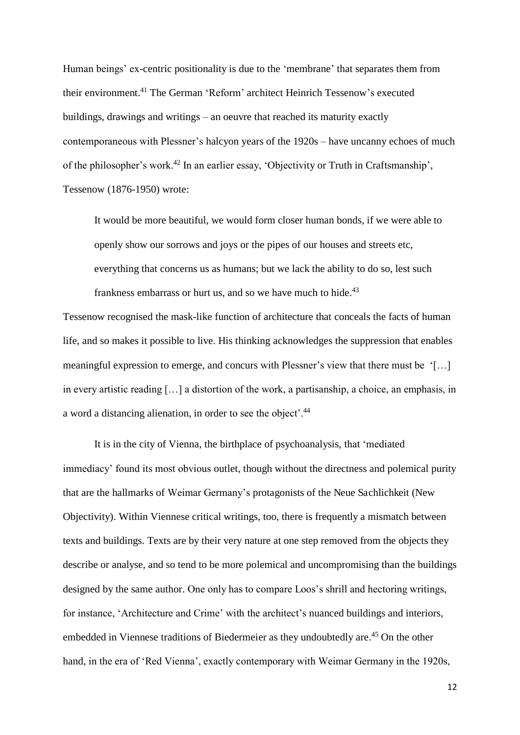Human beings' ex-centric positionality is due to the 'membrane' that separates them from their environment.[41] The German 'Reform' architect Heinrich Tessenow's executed buildings, drawings and writings – an oeuvre that reached its maturity exactly contemporaneous with Plessner's halcyon years of the 1920s – have uncanny echoes of much of the philosopher's work.[42] In an earlier essay, 'Objectivity or Truth in Craftsmanship', Tessenow (1876-1950) wrote:

> It would be more beautiful, we would form closer human bonds, if we were able to openly show our sorrows and joys or the pipes of our houses and streets etc, everything that concerns us as humans; but we lack the ability to do so, lest such frankness embarrass or hurt us, and so we have much to hide.[43]

Tessenow recognised the mask-like function of architecture that conceals the facts of human life, and so makes it possible to live. His thinking acknowledges the suppression that enables meaningful expression to emerge, and concurs with Plessner's view that there must be '[…] in every artistic reading […] a distortion of the work, a partisanship, a choice, an emphasis, in a word a distancing alienation, in order to see the object'.[44]

It is in the city of Vienna, the birthplace of psychoanalysis, that 'mediated immediacy' found its most obvious outlet, though without the directness and polemical purity that are the hallmarks of Weimar Germany's protagonists of the Neue Sachlichkeit (New Objectivity). Within Viennese critical writings, too, there is frequently a mismatch between texts and buildings. Texts are by their very nature at one step removed from the objects they describe or analyse, and so tend to be more polemical and uncompromising than the buildings designed by the same author. One only has to compare Loos's shrill and hectoring writings, for instance, 'Architecture and Crime' with the architect's nuanced buildings and interiors, embedded in Viennese traditions of Biedermeier as they undoubtedly are.[45] On the other hand, in the era of 'Red Vienna', exactly contemporary with Weimar Germany in the 1920s,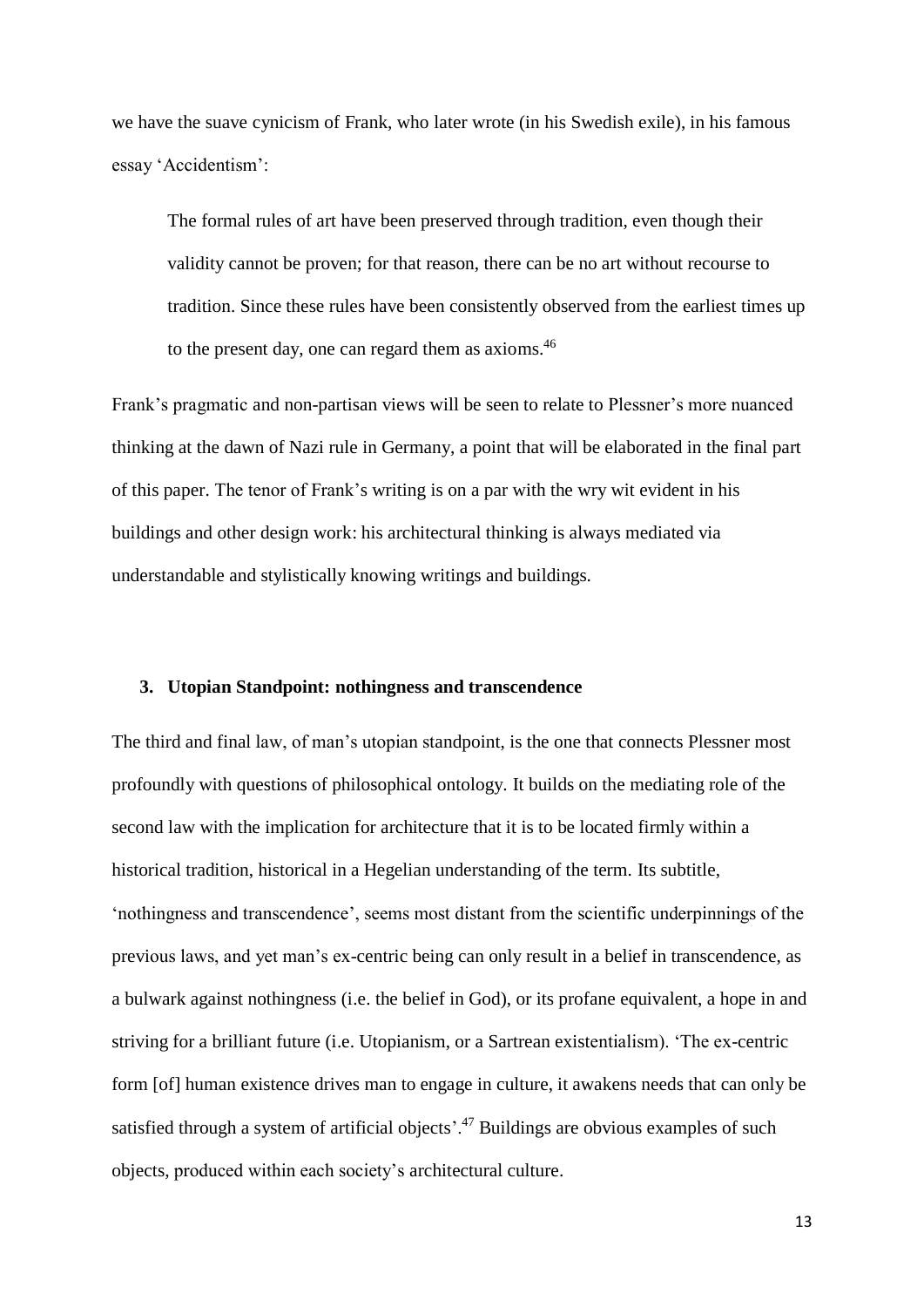we have the suave cynicism of Frank, who later wrote (in his Swedish exile), in his famous essay 'Accidentism':

> The formal rules of art have been preserved through tradition, even though their validity cannot be proven; for that reason, there can be no art without recourse to tradition. Since these rules have been consistently observed from the earliest times up to the present day, one can regard them as axioms.[46]

Frank's pragmatic and non-partisan views will be seen to relate to Plessner's more nuanced thinking at the dawn of Nazi rule in Germany, a point that will be elaborated in the final part of this paper. The tenor of Frank's writing is on a par with the wry wit evident in his buildings and other design work: his architectural thinking is always mediated via understandable and stylistically knowing writings and buildings.

### 3. Utopian Standpoint: nothingness and transcendence

The third and final law, of man's utopian standpoint, is the one that connects Plessner most profoundly with questions of philosophical ontology. It builds on the mediating role of the second law with the implication for architecture that it is to be located firmly within a historical tradition, historical in a Hegelian understanding of the term. Its subtitle, 'nothingness and transcendence', seems most distant from the scientific underpinnings of the previous laws, and yet man's ex-centric being can only result in a belief in transcendence, as a bulwark against nothingness (i.e. the belief in God), or its profane equivalent, a hope in and striving for a brilliant future (i.e. Utopianism, or a Sartrean existentialism). 'The ex-centric form [of] human existence drives man to engage in culture, it awakens needs that can only be satisfied through a system of artificial objects'.[47] Buildings are obvious examples of such objects, produced within each society's architectural culture.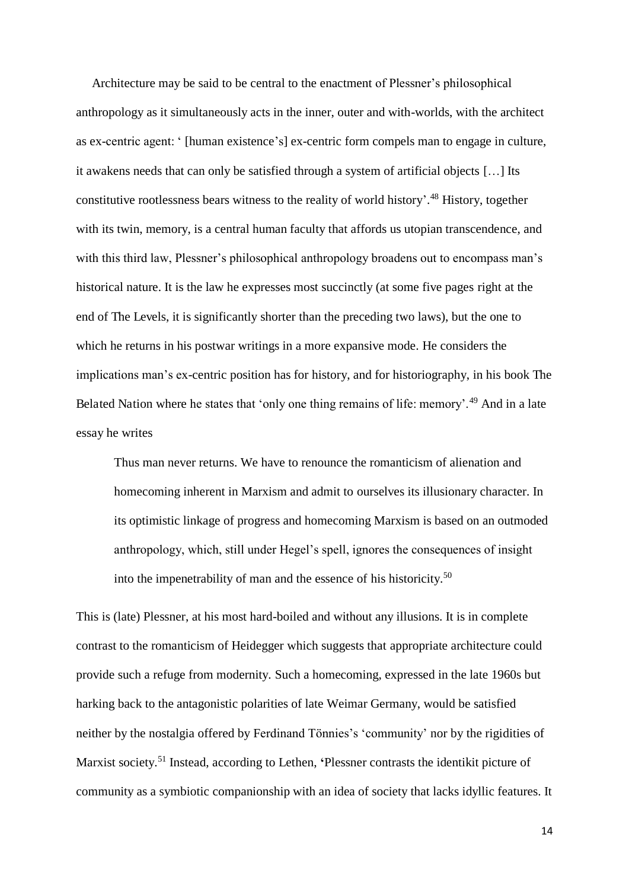Architecture may be said to be central to the enactment of Plessner's philosophical anthropology as it simultaneously acts in the inner, outer and with-worlds, with the architect as ex-centric agent: ' [human existence's] ex-centric form compels man to engage in culture, it awakens needs that can only be satisfied through a system of artificial objects […] Its constitutive rootlessness bears witness to the reality of world history'.[48] History, together with its twin, memory, is a central human faculty that affords us utopian transcendence, and with this third law, Plessner's philosophical anthropology broadens out to encompass man's historical nature. It is the law he expresses most succinctly (at some five pages right at the end of The Levels, it is significantly shorter than the preceding two laws), but the one to which he returns in his postwar writings in a more expansive mode. He considers the implications man's ex-centric position has for history, and for historiography, in his book The Belated Nation where he states that 'only one thing remains of life: memory'.[49] And in a late essay he writes

> Thus man never returns. We have to renounce the romanticism of alienation and homecoming inherent in Marxism and admit to ourselves its illusionary character. In its optimistic linkage of progress and homecoming Marxism is based on an outmoded anthropology, which, still under Hegel's spell, ignores the consequences of insight into the impenetrability of man and the essence of his historicity.[50]

This is (late) Plessner, at his most hard-boiled and without any illusions. It is in complete contrast to the romanticism of Heidegger which suggests that appropriate architecture could provide such a refuge from modernity. Such a homecoming, expressed in the late 1960s but harking back to the antagonistic polarities of late Weimar Germany, would be satisfied neither by the nostalgia offered by Ferdinand Tönnies's 'community' nor by the rigidities of Marxist society.[51] Instead, according to Lethen, **'**Plessner contrasts the identikit picture of community as a symbiotic companionship with an idea of society that lacks idyllic features. It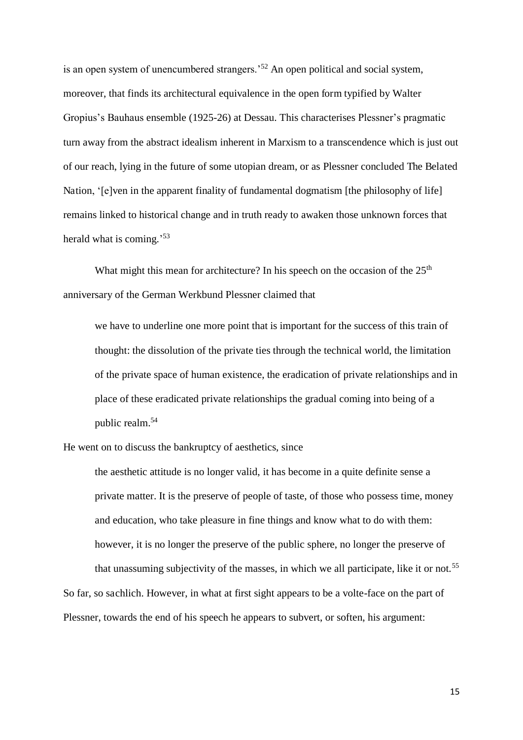is an open system of unencumbered strangers.'[52] An open political and social system, moreover, that finds its architectural equivalence in the open form typified by Walter Gropius's Bauhaus ensemble (1925-26) at Dessau. This characterises Plessner's pragmatic turn away from the abstract idealism inherent in Marxism to a transcendence which is just out of our reach, lying in the future of some utopian dream, or as Plessner concluded The Belated Nation, '[e]ven in the apparent finality of fundamental dogmatism [the philosophy of life] remains linked to historical change and in truth ready to awaken those unknown forces that herald what is coming.'[53]

What might this mean for architecture? In his speech on the occasion of the 25th anniversary of the German Werkbund Plessner claimed that

> we have to underline one more point that is important for the success of this train of thought: the dissolution of the private ties through the technical world, the limitation of the private space of human existence, the eradication of private relationships and in place of these eradicated private relationships the gradual coming into being of a public realm.[54]

He went on to discuss the bankruptcy of aesthetics, since

> the aesthetic attitude is no longer valid, it has become in a quite definite sense a private matter. It is the preserve of people of taste, of those who possess time, money and education, who take pleasure in fine things and know what to do with them: however, it is no longer the preserve of the public sphere, no longer the preserve of that unassuming subjectivity of the masses, in which we all participate, like it or not.[55]

So far, so sachlich. However, in what at first sight appears to be a volte-face on the part of Plessner, towards the end of his speech he appears to subvert, or soften, his argument: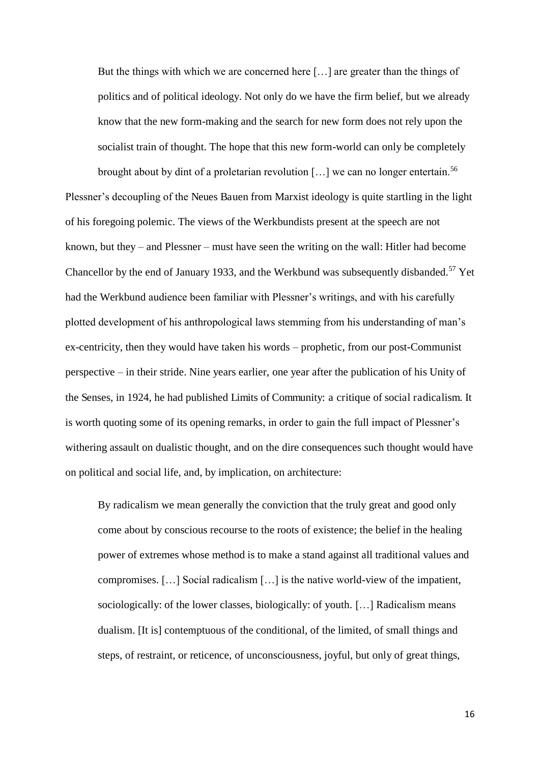> But the things with which we are concerned here […] are greater than the things of politics and of political ideology. Not only do we have the firm belief, but we already know that the new form-making and the search for new form does not rely upon the socialist train of thought. The hope that this new form-world can only be completely brought about by dint of a proletarian revolution […] we can no longer entertain.[56]

Plessner's decoupling of the Neues Bauen from Marxist ideology is quite startling in the light of his foregoing polemic. The views of the Werkbundists present at the speech are not known, but they – and Plessner – must have seen the writing on the wall: Hitler had become Chancellor by the end of January 1933, and the Werkbund was subsequently disbanded.[57] Yet had the Werkbund audience been familiar with Plessner's writings, and with his carefully plotted development of his anthropological laws stemming from his understanding of man's ex-centricity, then they would have taken his words – prophetic, from our post-Communist perspective – in their stride. Nine years earlier, one year after the publication of his Unity of the Senses, in 1924, he had published Limits of Community: a critique of social radicalism. It is worth quoting some of its opening remarks, in order to gain the full impact of Plessner's withering assault on dualistic thought, and on the dire consequences such thought would have on political and social life, and, by implication, on architecture:

> By radicalism we mean generally the conviction that the truly great and good only come about by conscious recourse to the roots of existence; the belief in the healing power of extremes whose method is to make a stand against all traditional values and compromises. […] Social radicalism […] is the native world-view of the impatient, sociologically: of the lower classes, biologically: of youth. […] Radicalism means dualism. [It is] contemptuous of the conditional, of the limited, of small things and steps, of restraint, or reticence, of unconsciousness, joyful, but only of great things,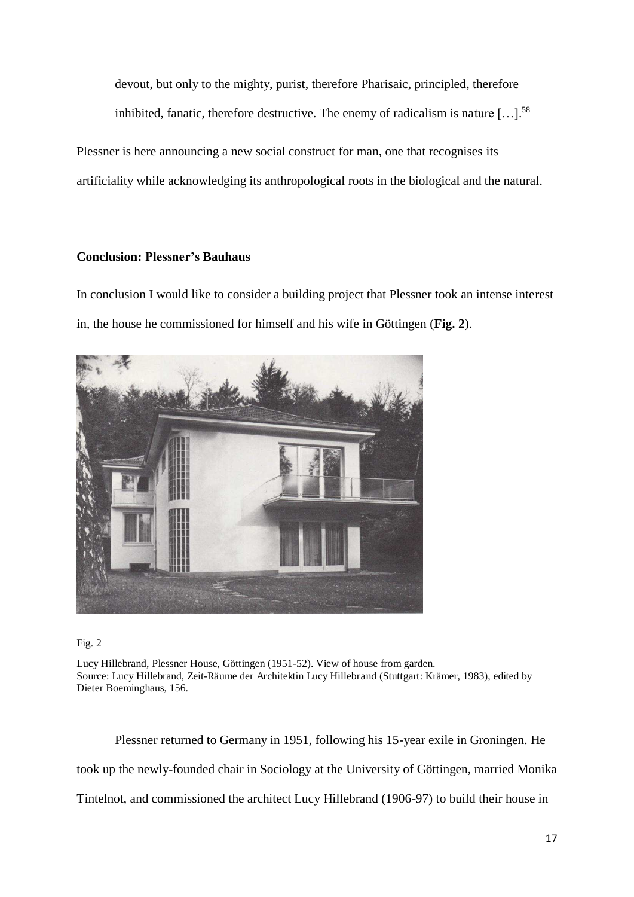devout, but only to the mighty, purist, therefore Pharisaic, principled, therefore inhibited, fanatic, therefore destructive. The enemy of radicalism is nature […].[58]

Plessner is here announcing a new social construct for man, one that recognises its artificiality while acknowledging its anthropological roots in the biological and the natural.

## Conclusion: Plessner's Bauhaus

In conclusion I would like to consider a building project that Plessner took an intense interest in, the house he commissioned for himself and his wife in Göttingen (**Fig. 2**).

Fig. 2

Lucy Hillebrand, Plessner House, Göttingen (1951-52). View of house from garden.
Source: Lucy Hillebrand, Zeit-Räume der Architektin Lucy Hillebrand (Stuttgart: Krämer, 1983), edited by Dieter Boeminghaus, 156.

Plessner returned to Germany in 1951, following his 15-year exile in Groningen. He took up the newly-founded chair in Sociology at the University of Göttingen, married Monika Tintelnot, and commissioned the architect Lucy Hillebrand (1906-97) to build their house in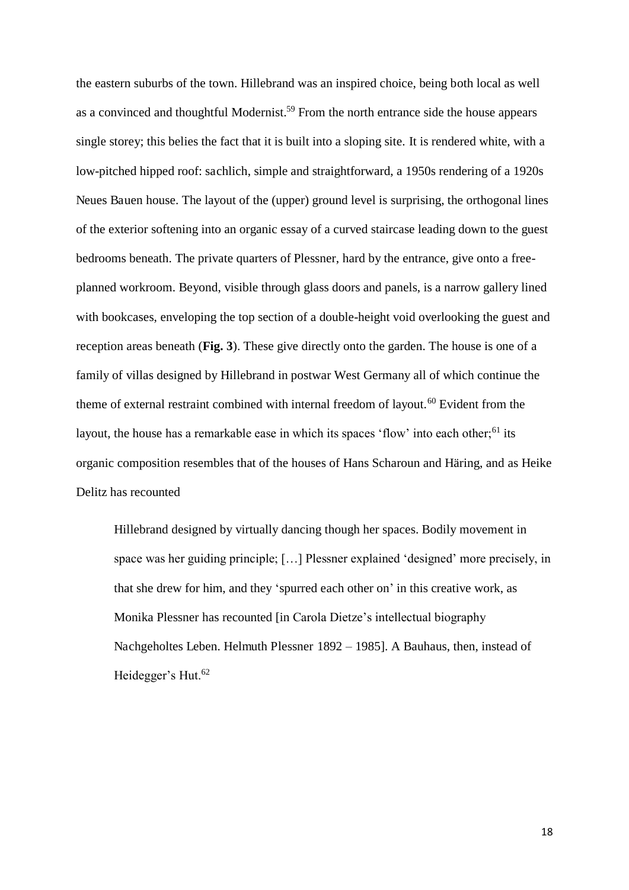the eastern suburbs of the town. Hillebrand was an inspired choice, being both local as well as a convinced and thoughtful Modernist.[59] From the north entrance side the house appears single storey; this belies the fact that it is built into a sloping site. It is rendered white, with a low-pitched hipped roof: sachlich, simple and straightforward, a 1950s rendering of a 1920s Neues Bauen house. The layout of the (upper) ground level is surprising, the orthogonal lines of the exterior softening into an organic essay of a curved staircase leading down to the guest bedrooms beneath. The private quarters of Plessner, hard by the entrance, give onto a free-planned workroom. Beyond, visible through glass doors and panels, is a narrow gallery lined with bookcases, enveloping the top section of a double-height void overlooking the guest and reception areas beneath (**Fig. 3**). These give directly onto the garden. The house is one of a family of villas designed by Hillebrand in postwar West Germany all of which continue the theme of external restraint combined with internal freedom of layout.[60] Evident from the layout, the house has a remarkable ease in which its spaces 'flow' into each other;[61] its organic composition resembles that of the houses of Hans Scharoun and Häring, and as Heike Delitz has recounted

> Hillebrand designed by virtually dancing though her spaces. Bodily movement in space was her guiding principle; […] Plessner explained 'designed' more precisely, in that she drew for him, and they 'spurred each other on' in this creative work, as Monika Plessner has recounted [in Carola Dietze's intellectual biography Nachgeholtes Leben. Helmuth Plessner 1892 – 1985]. A Bauhaus, then, instead of Heidegger's Hut.[62]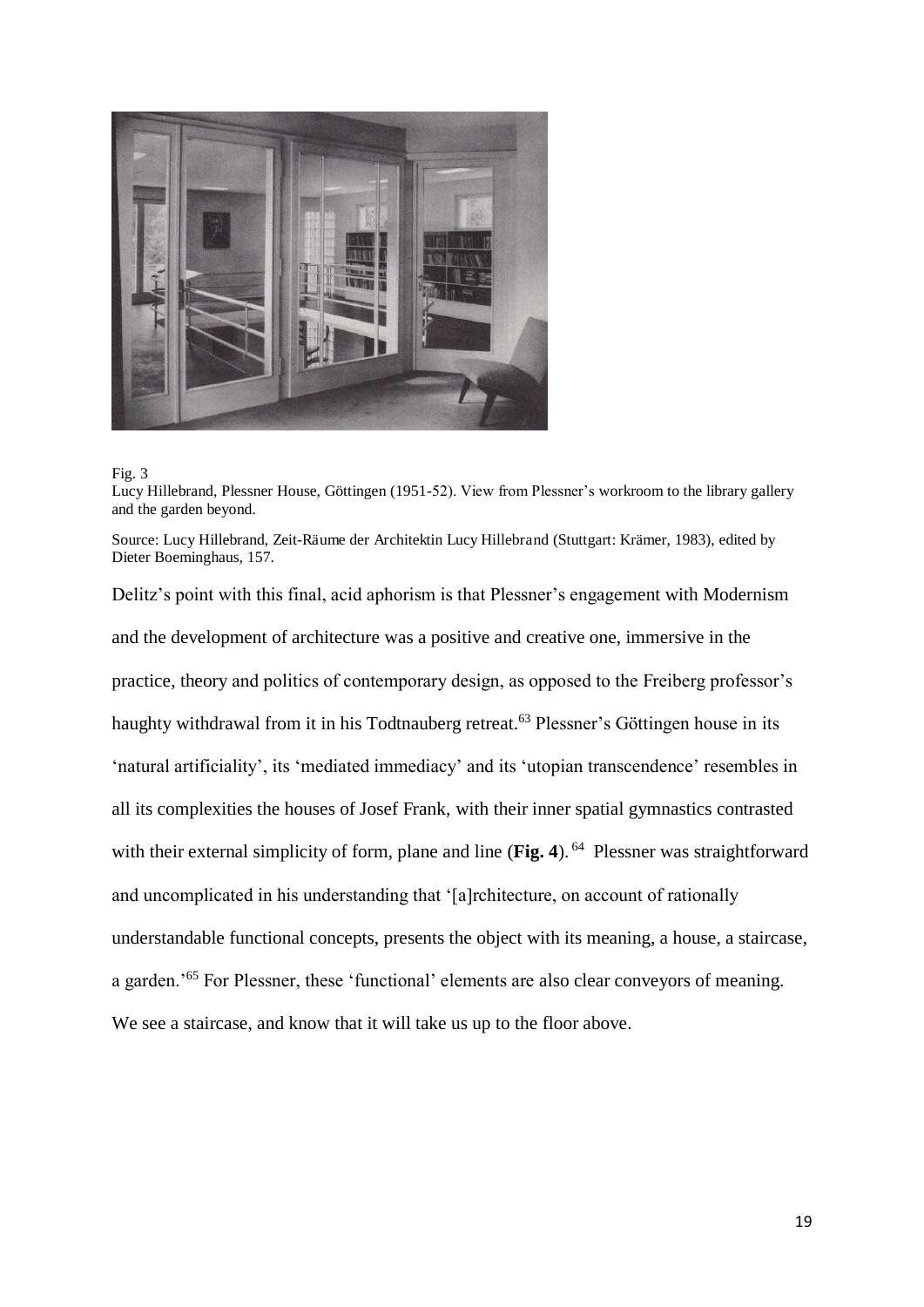Fig. 3

Lucy Hillebrand, Plessner House, Göttingen (1951-52). View from Plessner's workroom to the library gallery and the garden beyond.

Source: Lucy Hillebrand, Zeit-Räume der Architektin Lucy Hillebrand (Stuttgart: Krämer, 1983), edited by Dieter Boeminghaus, 157.

Delitz's point with this final, acid aphorism is that Plessner's engagement with Modernism and the development of architecture was a positive and creative one, immersive in the practice, theory and politics of contemporary design, as opposed to the Freiberg professor's haughty withdrawal from it in his Todtnauberg retreat.[63] Plessner's Göttingen house in its 'natural artificiality', its 'mediated immediacy' and its 'utopian transcendence' resembles in all its complexities the houses of Josef Frank, with their inner spatial gymnastics contrasted with their external simplicity of form, plane and line (**Fig. 4**).[64] Plessner was straightforward and uncomplicated in his understanding that '[a]rchitecture, on account of rationally understandable functional concepts, presents the object with its meaning, a house, a staircase, a garden.'[65] For Plessner, these 'functional' elements are also clear conveyors of meaning. We see a staircase, and know that it will take us up to the floor above.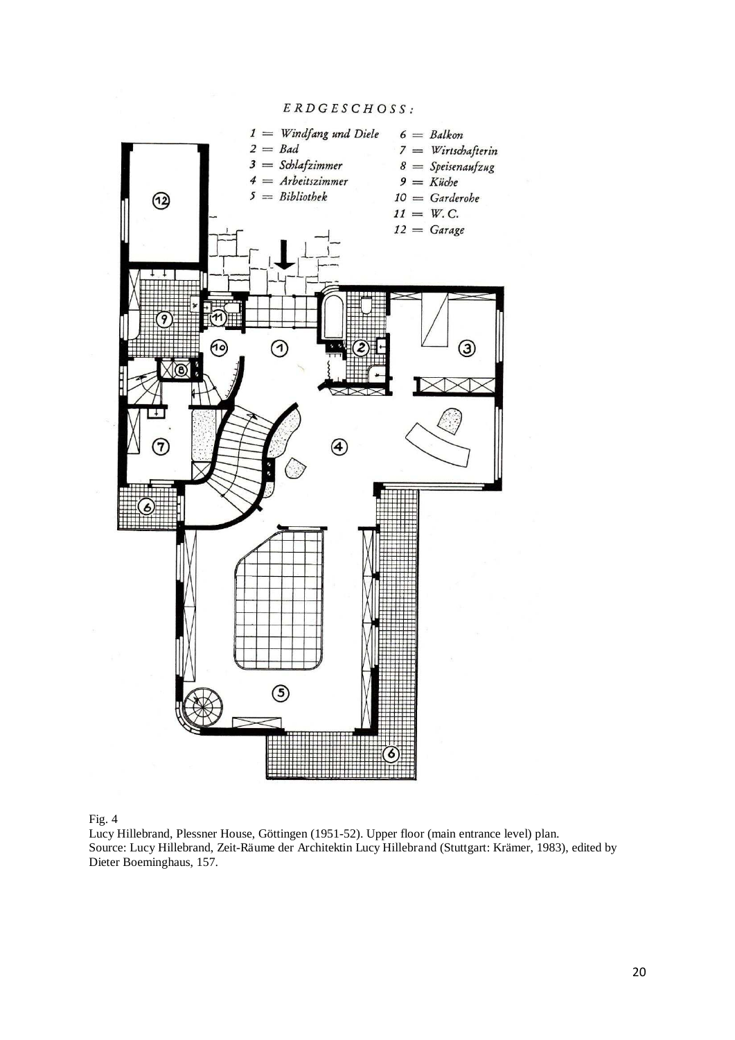ERDGESCHOSS:

1 = Windfang und Diele
2 = Bad
3 = Schlafzimmer
4 = Arbeitszimmer
5 = Bibliothek
6 = Balkon
7 = Wirtschafterin
8 = Speisenaufzug
9 = Küche
10 = Garderobe
11 = W. C.
12 = Garage

Fig. 4
Lucy Hillebrand, Plessner House, Göttingen (1951-52). Upper floor (main entrance level) plan.
Source: Lucy Hillebrand, Zeit-Räume der Architektin Lucy Hillebrand (Stuttgart: Krämer, 1983), edited by Dieter Boeminghaus, 157.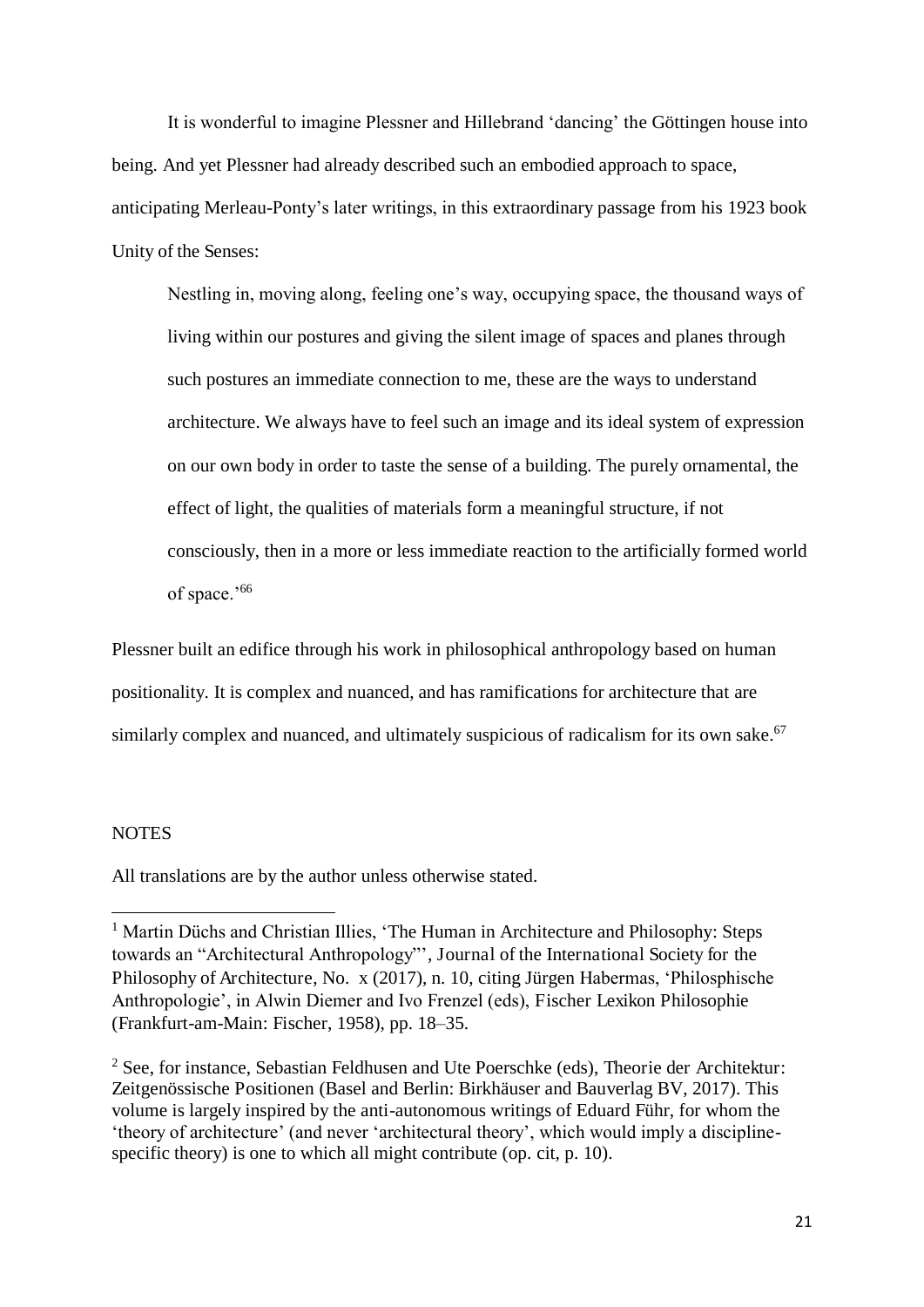It is wonderful to imagine Plessner and Hillebrand 'dancing' the Göttingen house into being. And yet Plessner had already described such an embodied approach to space, anticipating Merleau-Ponty's later writings, in this extraordinary passage from his 1923 book Unity of the Senses:

> Nestling in, moving along, feeling one's way, occupying space, the thousand ways of living within our postures and giving the silent image of spaces and planes through such postures an immediate connection to me, these are the ways to understand architecture. We always have to feel such an image and its ideal system of expression on our own body in order to taste the sense of a building. The purely ornamental, the effect of light, the qualities of materials form a meaningful structure, if not consciously, then in a more or less immediate reaction to the artificially formed world of space.'[66]

Plessner built an edifice through his work in philosophical anthropology based on human positionality. It is complex and nuanced, and has ramifications for architecture that are similarly complex and nuanced, and ultimately suspicious of radicalism for its own sake.[67]

NOTES

All translations are by the author unless otherwise stated.

[1] Martin Düchs and Christian Illies, 'The Human in Architecture and Philosophy: Steps towards an "Architectural Anthropology"', Journal of the International Society for the Philosophy of Architecture, No. x (2017), n. 10, citing Jürgen Habermas, 'Philosphische Anthropologie', in Alwin Diemer and Ivo Frenzel (eds), Fischer Lexikon Philosophie (Frankfurt-am-Main: Fischer, 1958), pp. 18–35.

[2] See, for instance, Sebastian Feldhusen and Ute Poerschke (eds), Theorie der Architektur: Zeitgenössische Positionen (Basel and Berlin: Birkhäuser and Bauverlag BV, 2017). This volume is largely inspired by the anti-autonomous writings of Eduard Führ, for whom the 'theory of architecture' (and never 'architectural theory', which would imply a discipline-specific theory) is one to which all might contribute (op. cit, p. 10).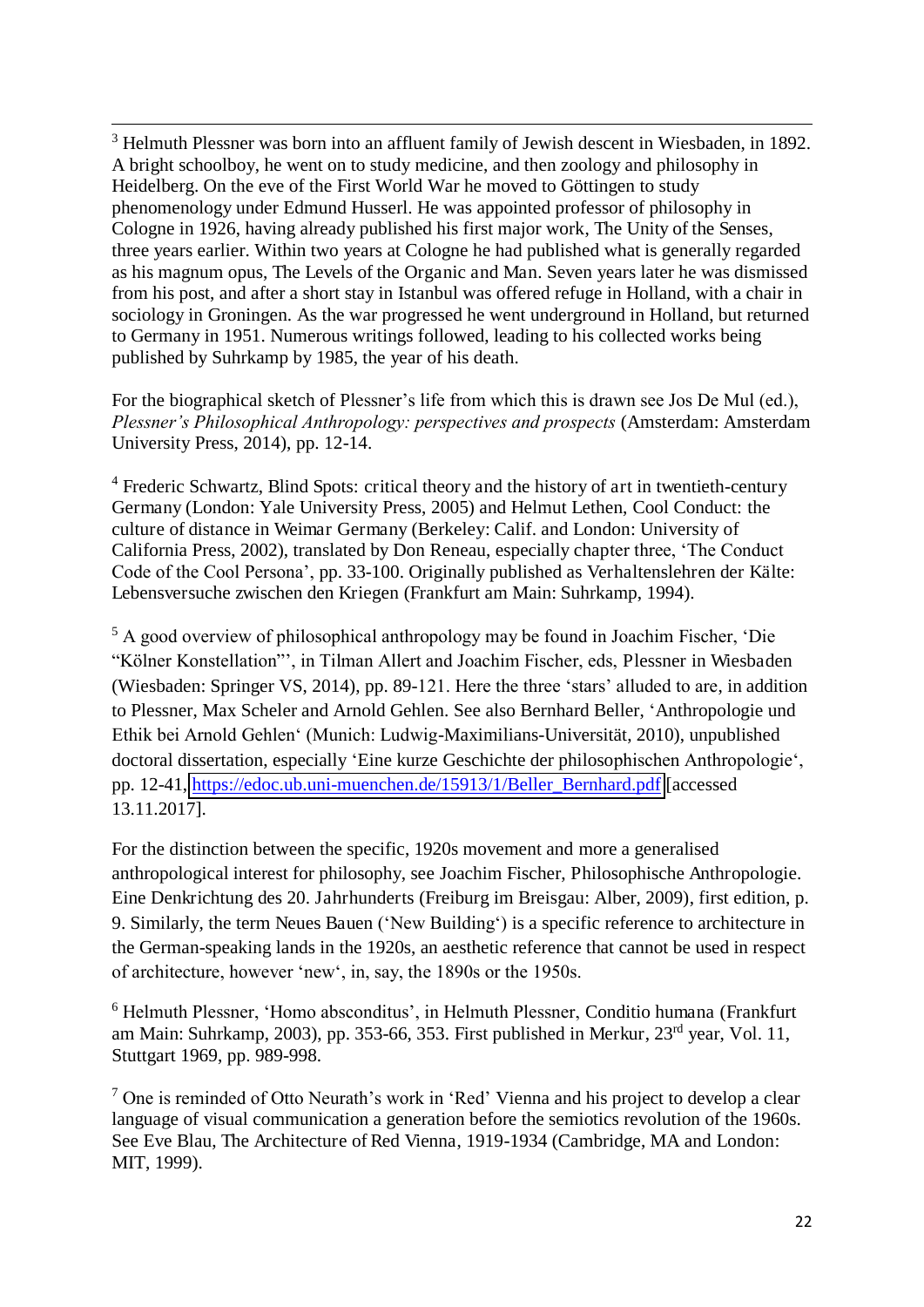[3] Helmuth Plessner was born into an affluent family of Jewish descent in Wiesbaden, in 1892. A bright schoolboy, he went on to study medicine, and then zoology and philosophy in Heidelberg. On the eve of the First World War he moved to Göttingen to study phenomenology under Edmund Husserl. He was appointed professor of philosophy in Cologne in 1926, having already published his first major work, The Unity of the Senses, three years earlier. Within two years at Cologne he had published what is generally regarded as his magnum opus, The Levels of the Organic and Man. Seven years later he was dismissed from his post, and after a short stay in Istanbul was offered refuge in Holland, with a chair in sociology in Groningen. As the war progressed he went underground in Holland, but returned to Germany in 1951. Numerous writings followed, leading to his collected works being published by Suhrkamp by 1985, the year of his death.

For the biographical sketch of Plessner's life from which this is drawn see Jos De Mul (ed.), *Plessner's Philosophical Anthropology: perspectives and prospects* (Amsterdam: Amsterdam University Press, 2014), pp. 12-14.

[4] Frederic Schwartz, Blind Spots: critical theory and the history of art in twentieth-century Germany (London: Yale University Press, 2005) and Helmut Lethen, Cool Conduct: the culture of distance in Weimar Germany (Berkeley: Calif. and London: University of California Press, 2002), translated by Don Reneau, especially chapter three, 'The Conduct Code of the Cool Persona', pp. 33-100. Originally published as Verhaltenslehren der Kälte: Lebensversuche zwischen den Kriegen (Frankfurt am Main: Suhrkamp, 1994).

[5] A good overview of philosophical anthropology may be found in Joachim Fischer, 'Die "Kölner Konstellation"', in Tilman Allert and Joachim Fischer, eds, Plessner in Wiesbaden (Wiesbaden: Springer VS, 2014), pp. 89-121. Here the three 'stars' alluded to are, in addition to Plessner, Max Scheler and Arnold Gehlen. See also Bernhard Beller, 'Anthropologie und Ethik bei Arnold Gehlen' (Munich: Ludwig-Maximilians-Universität, 2010), unpublished doctoral dissertation, especially 'Eine kurze Geschichte der philosophischen Anthropologie', pp. 12-41, https://edoc.ub.uni-muenchen.de/15913/1/Beller_Bernhard.pdf [accessed 13.11.2017].

For the distinction between the specific, 1920s movement and more a generalised anthropological interest for philosophy, see Joachim Fischer, Philosophische Anthropologie. Eine Denkrichtung des 20. Jahrhunderts (Freiburg im Breisgau: Alber, 2009), first edition, p. 9. Similarly, the term Neues Bauen ('New Building') is a specific reference to architecture in the German-speaking lands in the 1920s, an aesthetic reference that cannot be used in respect of architecture, however 'new', in, say, the 1890s or the 1950s.

[6] Helmuth Plessner, 'Homo absconditus', in Helmuth Plessner, Conditio humana (Frankfurt am Main: Suhrkamp, 2003), pp. 353-66, 353. First published in Merkur, 23rd year, Vol. 11, Stuttgart 1969, pp. 989-998.

[7] One is reminded of Otto Neurath's work in 'Red' Vienna and his project to develop a clear language of visual communication a generation before the semiotics revolution of the 1960s. See Eve Blau, The Architecture of Red Vienna, 1919-1934 (Cambridge, MA and London: MIT, 1999).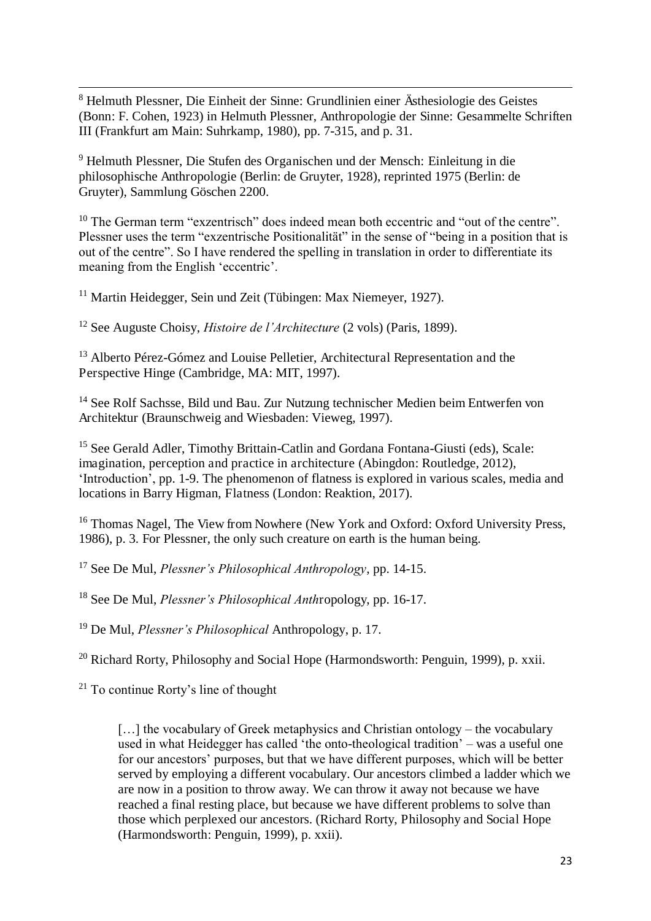[8] Helmuth Plessner, Die Einheit der Sinne: Grundlinien einer Ästhesiologie des Geistes (Bonn: F. Cohen, 1923) in Helmuth Plessner, Anthropologie der Sinne: Gesammelte Schriften III (Frankfurt am Main: Suhrkamp, 1980), pp. 7-315, and p. 31.

[9] Helmuth Plessner, Die Stufen des Organischen und der Mensch: Einleitung in die philosophische Anthropologie (Berlin: de Gruyter, 1928), reprinted 1975 (Berlin: de Gruyter), Sammlung Göschen 2200.

[10] The German term "exzentrisch" does indeed mean both eccentric and "out of the centre". Plessner uses the term "exzentrische Positionalität" in the sense of "being in a position that is out of the centre". So I have rendered the spelling in translation in order to differentiate its meaning from the English 'eccentric'.

[11] Martin Heidegger, Sein und Zeit (Tübingen: Max Niemeyer, 1927).

[12] See Auguste Choisy, *Histoire de l'Architecture* (2 vols) (Paris, 1899).

[13] Alberto Pérez-Gómez and Louise Pelletier, Architectural Representation and the Perspective Hinge (Cambridge, MA: MIT, 1997).

[14] See Rolf Sachsse, Bild und Bau. Zur Nutzung technischer Medien beim Entwerfen von Architektur (Braunschweig and Wiesbaden: Vieweg, 1997).

[15] See Gerald Adler, Timothy Brittain-Catlin and Gordana Fontana-Giusti (eds), Scale: imagination, perception and practice in architecture (Abingdon: Routledge, 2012), 'Introduction', pp. 1-9. The phenomenon of flatness is explored in various scales, media and locations in Barry Higman, Flatness (London: Reaktion, 2017).

[16] Thomas Nagel, The View from Nowhere (New York and Oxford: Oxford University Press, 1986), p. 3. For Plessner, the only such creature on earth is the human being.

[17] See De Mul, *Plessner's Philosophical Anthropology*, pp. 14-15.

[18] See De Mul, *Plessner's Philosophical Anth*ropology, pp. 16-17.

[19] De Mul, *Plessner's Philosophical* Anthropology, p. 17.

[20] Richard Rorty, Philosophy and Social Hope (Harmondsworth: Penguin, 1999), p. xxii.

[21] To continue Rorty's line of thought

> […] the vocabulary of Greek metaphysics and Christian ontology – the vocabulary used in what Heidegger has called 'the onto-theological tradition' – was a useful one for our ancestors' purposes, but that we have different purposes, which will be better served by employing a different vocabulary. Our ancestors climbed a ladder which we are now in a position to throw away. We can throw it away not because we have reached a final resting place, but because we have different problems to solve than those which perplexed our ancestors. (Richard Rorty, Philosophy and Social Hope (Harmondsworth: Penguin, 1999), p. xxii).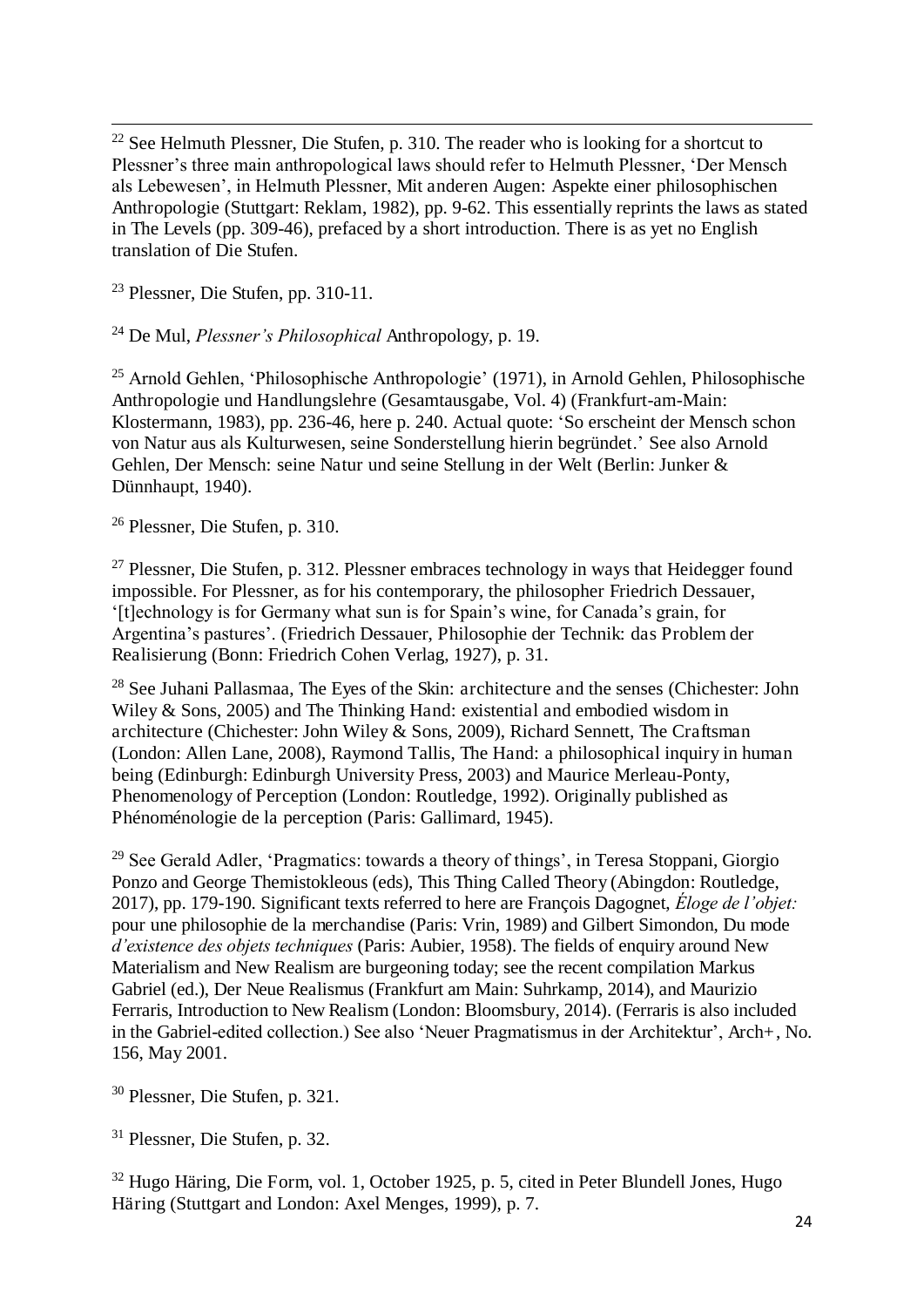[22] See Helmuth Plessner, Die Stufen, p. 310. The reader who is looking for a shortcut to Plessner's three main anthropological laws should refer to Helmuth Plessner, 'Der Mensch als Lebewesen', in Helmuth Plessner, Mit anderen Augen: Aspekte einer philosophischen Anthropologie (Stuttgart: Reklam, 1982), pp. 9-62. This essentially reprints the laws as stated in The Levels (pp. 309-46), prefaced by a short introduction. There is as yet no English translation of Die Stufen.

[23] Plessner, Die Stufen, pp. 310-11.

[24] De Mul, *Plessner's Philosophical* Anthropology, p. 19.

[25] Arnold Gehlen, 'Philosophische Anthropologie' (1971), in Arnold Gehlen, Philosophische Anthropologie und Handlungslehre (Gesamtausgabe, Vol. 4) (Frankfurt-am-Main: Klostermann, 1983), pp. 236-46, here p. 240. Actual quote: 'So erscheint der Mensch schon von Natur aus als Kulturwesen, seine Sonderstellung hierin begründet.' See also Arnold Gehlen, Der Mensch: seine Natur und seine Stellung in der Welt (Berlin: Junker & Dünnhaupt, 1940).

[26] Plessner, Die Stufen, p. 310.

[27] Plessner, Die Stufen, p. 312. Plessner embraces technology in ways that Heidegger found impossible. For Plessner, as for his contemporary, the philosopher Friedrich Dessauer, '[t]echnology is for Germany what sun is for Spain's wine, for Canada's grain, for Argentina's pastures'. (Friedrich Dessauer, Philosophie der Technik: das Problem der Realisierung (Bonn: Friedrich Cohen Verlag, 1927), p. 31.

[28] See Juhani Pallasmaa, The Eyes of the Skin: architecture and the senses (Chichester: John Wiley & Sons, 2005) and The Thinking Hand: existential and embodied wisdom in architecture (Chichester: John Wiley & Sons, 2009), Richard Sennett, The Craftsman (London: Allen Lane, 2008), Raymond Tallis, The Hand: a philosophical inquiry in human being (Edinburgh: Edinburgh University Press, 2003) and Maurice Merleau-Ponty, Phenomenology of Perception (London: Routledge, 1992). Originally published as Phénoménologie de la perception (Paris: Gallimard, 1945).

[29] See Gerald Adler, 'Pragmatics: towards a theory of things', in Teresa Stoppani, Giorgio Ponzo and George Themistokleous (eds), This Thing Called Theory (Abingdon: Routledge, 2017), pp. 179-190. Significant texts referred to here are François Dagognet, *Éloge de l'objet:* pour une philosophie de la merchandise (Paris: Vrin, 1989) and Gilbert Simondon, Du mode *d'existence des objets techniques* (Paris: Aubier, 1958). The fields of enquiry around New Materialism and New Realism are burgeoning today; see the recent compilation Markus Gabriel (ed.), Der Neue Realismus (Frankfurt am Main: Suhrkamp, 2014), and Maurizio Ferraris, Introduction to New Realism (London: Bloomsbury, 2014). (Ferraris is also included in the Gabriel-edited collection.) See also 'Neuer Pragmatismus in der Architektur', Arch+, No. 156, May 2001.

[30] Plessner, Die Stufen, p. 321.

[31] Plessner, Die Stufen, p. 32.

[32] Hugo Häring, Die Form, vol. 1, October 1925, p. 5, cited in Peter Blundell Jones, Hugo Häring (Stuttgart and London: Axel Menges, 1999), p. 7.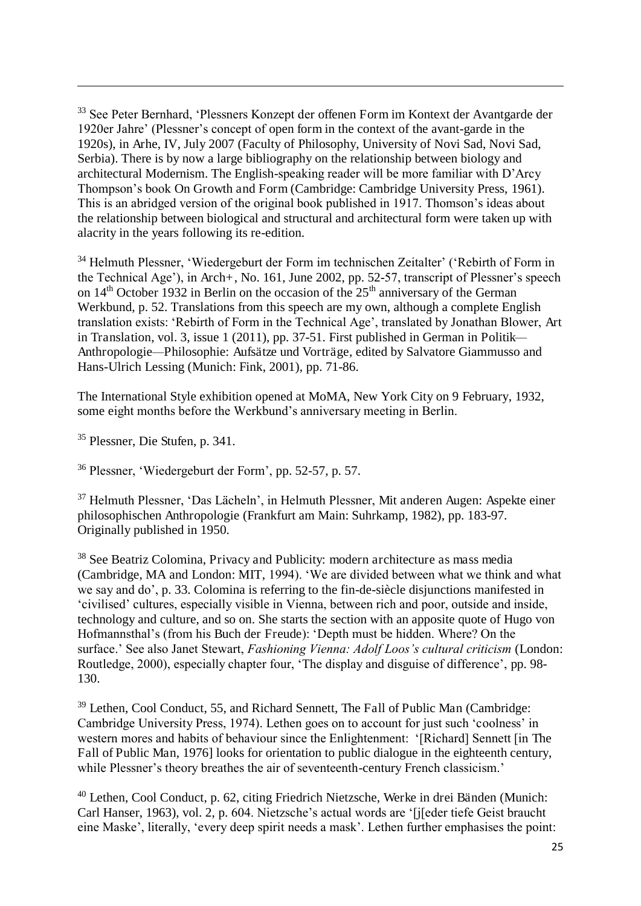[33] See Peter Bernhard, 'Plessners Konzept der offenen Form im Kontext der Avantgarde der 1920er Jahre' (Plessner's concept of open form in the context of the avant-garde in the 1920s), in Arhe, IV, July 2007 (Faculty of Philosophy, University of Novi Sad, Novi Sad, Serbia). There is by now a large bibliography on the relationship between biology and architectural Modernism. The English-speaking reader will be more familiar with D'Arcy Thompson's book On Growth and Form (Cambridge: Cambridge University Press, 1961). This is an abridged version of the original book published in 1917. Thomson's ideas about the relationship between biological and structural and architectural form were taken up with alacrity in the years following its re-edition.

[34] Helmuth Plessner, 'Wiedergeburt der Form im technischen Zeitalter' ('Rebirth of Form in the Technical Age'), in Arch+, No. 161, June 2002, pp. 52-57, transcript of Plessner's speech on 14th October 1932 in Berlin on the occasion of the 25th anniversary of the German Werkbund, p. 52. Translations from this speech are my own, although a complete English translation exists: 'Rebirth of Form in the Technical Age', translated by Jonathan Blower, Art in Translation, vol. 3, issue 1 (2011), pp. 37-51. First published in German in Politik—Anthropologie—Philosophie: Aufsätze und Vorträge, edited by Salvatore Giammusso and Hans-Ulrich Lessing (Munich: Fink, 2001), pp. 71-86.

The International Style exhibition opened at MoMA, New York City on 9 February, 1932, some eight months before the Werkbund's anniversary meeting in Berlin.

[35] Plessner, Die Stufen, p. 341.

[36] Plessner, 'Wiedergeburt der Form', pp. 52-57, p. 57.

[37] Helmuth Plessner, 'Das Lächeln', in Helmuth Plessner, Mit anderen Augen: Aspekte einer philosophischen Anthropologie (Frankfurt am Main: Suhrkamp, 1982), pp. 183-97. Originally published in 1950.

[38] See Beatriz Colomina, Privacy and Publicity: modern architecture as mass media (Cambridge, MA and London: MIT, 1994). 'We are divided between what we think and what we say and do', p. 33. Colomina is referring to the fin-de-siècle disjunctions manifested in 'civilised' cultures, especially visible in Vienna, between rich and poor, outside and inside, technology and culture, and so on. She starts the section with an apposite quote of Hugo von Hofmannsthal's (from his Buch der Freude): 'Depth must be hidden. Where? On the surface.' See also Janet Stewart, *Fashioning Vienna: Adolf Loos's cultural criticism* (London: Routledge, 2000), especially chapter four, 'The display and disguise of difference', pp. 98-130.

[39] Lethen, Cool Conduct, 55, and Richard Sennett, The Fall of Public Man (Cambridge: Cambridge University Press, 1974). Lethen goes on to account for just such 'coolness' in western mores and habits of behaviour since the Enlightenment: '[Richard] Sennett [in The Fall of Public Man, 1976] looks for orientation to public dialogue in the eighteenth century, while Plessner's theory breathes the air of seventeenth-century French classicism.'

[40] Lethen, Cool Conduct, p. 62, citing Friedrich Nietzsche, Werke in drei Bänden (Munich: Carl Hanser, 1963), vol. 2, p. 604. Nietzsche's actual words are '[j[eder tiefe Geist braucht eine Maske', literally, 'every deep spirit needs a mask'. Lethen further emphasises the point: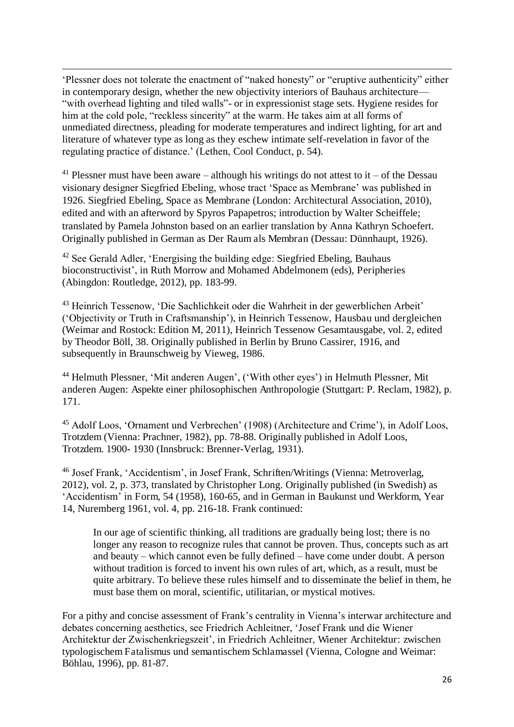'Plessner does not tolerate the enactment of "naked honesty" or "eruptive authenticity" either in contemporary design, whether the new objectivity interiors of Bauhaus architecture— "with overhead lighting and tiled walls"- or in expressionist stage sets. Hygiene resides for him at the cold pole, "reckless sincerity" at the warm. He takes aim at all forms of unmediated directness, pleading for moderate temperatures and indirect lighting, for art and literature of whatever type as long as they eschew intimate self-revelation in favor of the regulating practice of distance.' (Lethen, Cool Conduct, p. 54).

[41] Plessner must have been aware – although his writings do not attest to it – of the Dessau visionary designer Siegfried Ebeling, whose tract 'Space as Membrane' was published in 1926. Siegfried Ebeling, Space as Membrane (London: Architectural Association, 2010), edited and with an afterword by Spyros Papapetros; introduction by Walter Scheiffele; translated by Pamela Johnston based on an earlier translation by Anna Kathryn Schoefert. Originally published in German as Der Raum als Membran (Dessau: Dünnhaupt, 1926).

[42] See Gerald Adler, 'Energising the building edge: Siegfried Ebeling, Bauhaus bioconstructivist', in Ruth Morrow and Mohamed Abdelmonem (eds), Peripheries (Abingdon: Routledge, 2012), pp. 183-99.

[43] Heinrich Tessenow, 'Die Sachlichkeit oder die Wahrheit in der gewerblichen Arbeit' ('Objectivity or Truth in Craftsmanship'), in Heinrich Tessenow, Hausbau und dergleichen (Weimar and Rostock: Edition M, 2011), Heinrich Tessenow Gesamtausgabe, vol. 2, edited by Theodor Böll, 38. Originally published in Berlin by Bruno Cassirer, 1916, and subsequently in Braunschweig by Vieweg, 1986.

[44] Helmuth Plessner, 'Mit anderen Augen', ('With other eyes') in Helmuth Plessner, Mit anderen Augen: Aspekte einer philosophischen Anthropologie (Stuttgart: P. Reclam, 1982), p. 171.

[45] Adolf Loos, 'Ornament und Verbrechen' (1908) (Architecture and Crime'), in Adolf Loos, Trotzdem (Vienna: Prachner, 1982), pp. 78-88. Originally published in Adolf Loos, Trotzdem. 1900- 1930 (Innsbruck: Brenner-Verlag, 1931).

[46] Josef Frank, 'Accidentism', in Josef Frank, Schriften/Writings (Vienna: Metroverlag, 2012), vol. 2, p. 373, translated by Christopher Long. Originally published (in Swedish) as 'Accidentism' in Form, 54 (1958), 160-65, and in German in Baukunst und Werkform, Year 14, Nuremberg 1961, vol. 4, pp. 216-18. Frank continued:

> In our age of scientific thinking, all traditions are gradually being lost; there is no longer any reason to recognize rules that cannot be proven. Thus, concepts such as art and beauty – which cannot even be fully defined – have come under doubt. A person without tradition is forced to invent his own rules of art, which, as a result, must be quite arbitrary. To believe these rules himself and to disseminate the belief in them, he must base them on moral, scientific, utilitarian, or mystical motives.

For a pithy and concise assessment of Frank's centrality in Vienna's interwar architecture and debates concerning aesthetics, see Friedrich Achleitner, 'Josef Frank und die Wiener Architektur der Zwischenkriegszeit', in Friedrich Achleitner, Wiener Architektur: zwischen typologischem Fatalismus und semantischem Schlamassel (Vienna, Cologne and Weimar: Böhlau, 1996), pp. 81-87.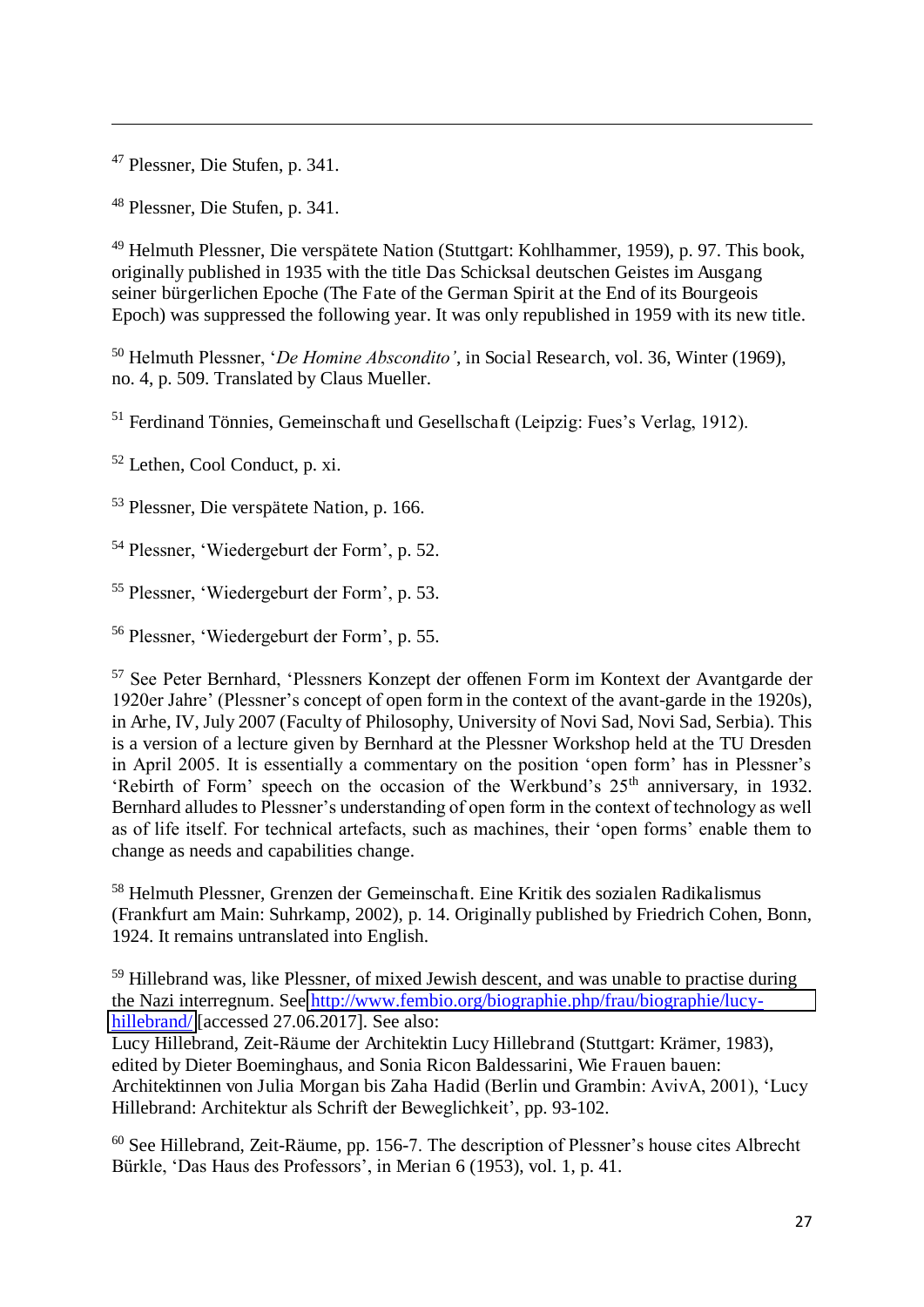[47] Plessner, Die Stufen, p. 341.

[48] Plessner, Die Stufen, p. 341.

[49] Helmuth Plessner, Die verspätete Nation (Stuttgart: Kohlhammer, 1959), p. 97. This book, originally published in 1935 with the title Das Schicksal deutschen Geistes im Ausgang seiner bürgerlichen Epoche (The Fate of the German Spirit at the End of its Bourgeois Epoch) was suppressed the following year. It was only republished in 1959 with its new title.

[50] Helmuth Plessner, '*De Homine Abscondito'*, in Social Research, vol. 36, Winter (1969), no. 4, p. 509. Translated by Claus Mueller.

[51] Ferdinand Tönnies, Gemeinschaft und Gesellschaft (Leipzig: Fues's Verlag, 1912).

[52] Lethen, Cool Conduct, p. xi.

[53] Plessner, Die verspätete Nation, p. 166.

[54] Plessner, 'Wiedergeburt der Form', p. 52.

[55] Plessner, 'Wiedergeburt der Form', p. 53.

[56] Plessner, 'Wiedergeburt der Form', p. 55.

[57] See Peter Bernhard, 'Plessners Konzept der offenen Form im Kontext der Avantgarde der 1920er Jahre' (Plessner's concept of open form in the context of the avant-garde in the 1920s), in Arhe, IV, July 2007 (Faculty of Philosophy, University of Novi Sad, Novi Sad, Serbia). This is a version of a lecture given by Bernhard at the Plessner Workshop held at the TU Dresden in April 2005. It is essentially a commentary on the position 'open form' has in Plessner's 'Rebirth of Form' speech on the occasion of the Werkbund's 25th anniversary, in 1932. Bernhard alludes to Plessner's understanding of open form in the context of technology as well as of life itself. For technical artefacts, such as machines, their 'open forms' enable them to change as needs and capabilities change.

[58] Helmuth Plessner, Grenzen der Gemeinschaft. Eine Kritik des sozialen Radikalismus (Frankfurt am Main: Suhrkamp, 2002), p. 14. Originally published by Friedrich Cohen, Bonn, 1924. It remains untranslated into English.

[59] Hillebrand was, like Plessner, of mixed Jewish descent, and was unable to practise during the Nazi interregnum. See http://www.fembio.org/biographie.php/frau/biographie/lucy-hillebrand/ [accessed 27.06.2017]. See also:
Lucy Hillebrand, Zeit-Räume der Architektin Lucy Hillebrand (Stuttgart: Krämer, 1983), edited by Dieter Boeminghaus, and Sonia Ricon Baldessarini, Wie Frauen bauen: Architektinnen von Julia Morgan bis Zaha Hadid (Berlin und Grambin: AvivA, 2001), 'Lucy Hillebrand: Architektur als Schrift der Beweglichkeit', pp. 93-102.

[60] See Hillebrand, Zeit-Räume, pp. 156-7. The description of Plessner's house cites Albrecht Bürkle, 'Das Haus des Professors', in Merian 6 (1953), vol. 1, p. 41.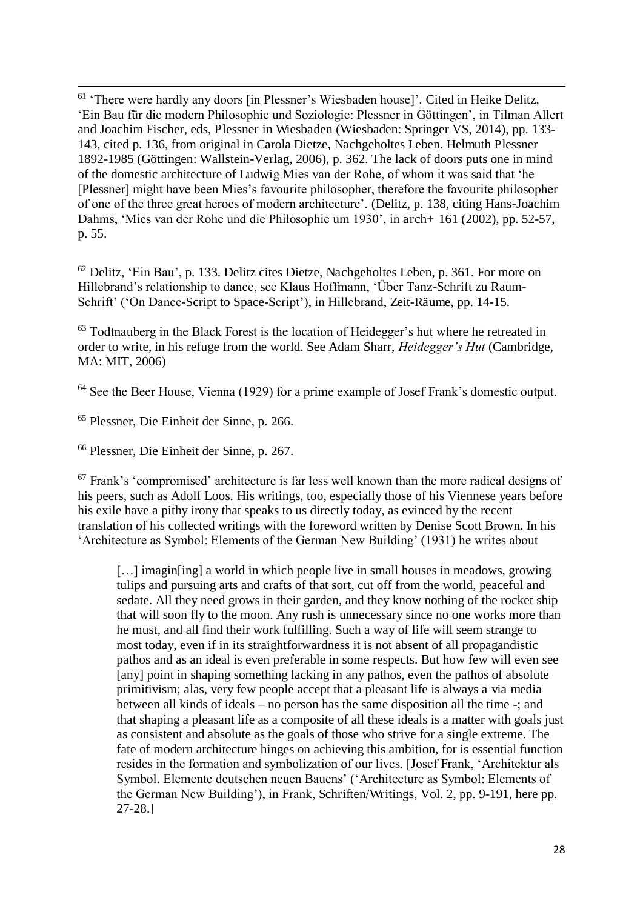[61] 'There were hardly any doors [in Plessner's Wiesbaden house]'. Cited in Heike Delitz, 'Ein Bau für die modern Philosophie und Soziologie: Plessner in Göttingen', in Tilman Allert and Joachim Fischer, eds, Plessner in Wiesbaden (Wiesbaden: Springer VS, 2014), pp. 133-143, cited p. 136, from original in Carola Dietze, Nachgeholtes Leben. Helmuth Plessner 1892-1985 (Göttingen: Wallstein-Verlag, 2006), p. 362. The lack of doors puts one in mind of the domestic architecture of Ludwig Mies van der Rohe, of whom it was said that 'he [Plessner] might have been Mies's favourite philosopher, therefore the favourite philosopher of one of the three great heroes of modern architecture'. (Delitz, p. 138, citing Hans-Joachim Dahms, 'Mies van der Rohe und die Philosophie um 1930', in arch+ 161 (2002), pp. 52-57, p. 55.

[62] Delitz, 'Ein Bau', p. 133. Delitz cites Dietze, Nachgeholtes Leben, p. 361. For more on Hillebrand's relationship to dance, see Klaus Hoffmann, 'Über Tanz-Schrift zu Raum-Schrift' ('On Dance-Script to Space-Script'), in Hillebrand, Zeit-Räume, pp. 14-15.

[63] Todtnauberg in the Black Forest is the location of Heidegger's hut where he retreated in order to write, in his refuge from the world. See Adam Sharr, *Heidegger's Hut* (Cambridge, MA: MIT, 2006)

[64] See the Beer House, Vienna (1929) for a prime example of Josef Frank's domestic output.

[65] Plessner, Die Einheit der Sinne, p. 266.

[66] Plessner, Die Einheit der Sinne, p. 267.

[67] Frank's 'compromised' architecture is far less well known than the more radical designs of his peers, such as Adolf Loos. His writings, too, especially those of his Viennese years before his exile have a pithy irony that speaks to us directly today, as evinced by the recent translation of his collected writings with the foreword written by Denise Scott Brown. In his 'Architecture as Symbol: Elements of the German New Building' (1931) he writes about

> […] imagin[ing] a world in which people live in small houses in meadows, growing tulips and pursuing arts and crafts of that sort, cut off from the world, peaceful and sedate. All they need grows in their garden, and they know nothing of the rocket ship that will soon fly to the moon. Any rush is unnecessary since no one works more than he must, and all find their work fulfilling. Such a way of life will seem strange to most today, even if in its straightforwardness it is not absent of all propagandistic pathos and as an ideal is even preferable in some respects. But how few will even see [any] point in shaping something lacking in any pathos, even the pathos of absolute primitivism; alas, very few people accept that a pleasant life is always a via media between all kinds of ideals – no person has the same disposition all the time -; and that shaping a pleasant life as a composite of all these ideals is a matter with goals just as consistent and absolute as the goals of those who strive for a single extreme. The fate of modern architecture hinges on achieving this ambition, for is essential function resides in the formation and symbolization of our lives. [Josef Frank, 'Architektur als Symbol. Elemente deutschen neuen Bauens' ('Architecture as Symbol: Elements of the German New Building'), in Frank, Schriften/Writings, Vol. 2, pp. 9-191, here pp. 27-28.]